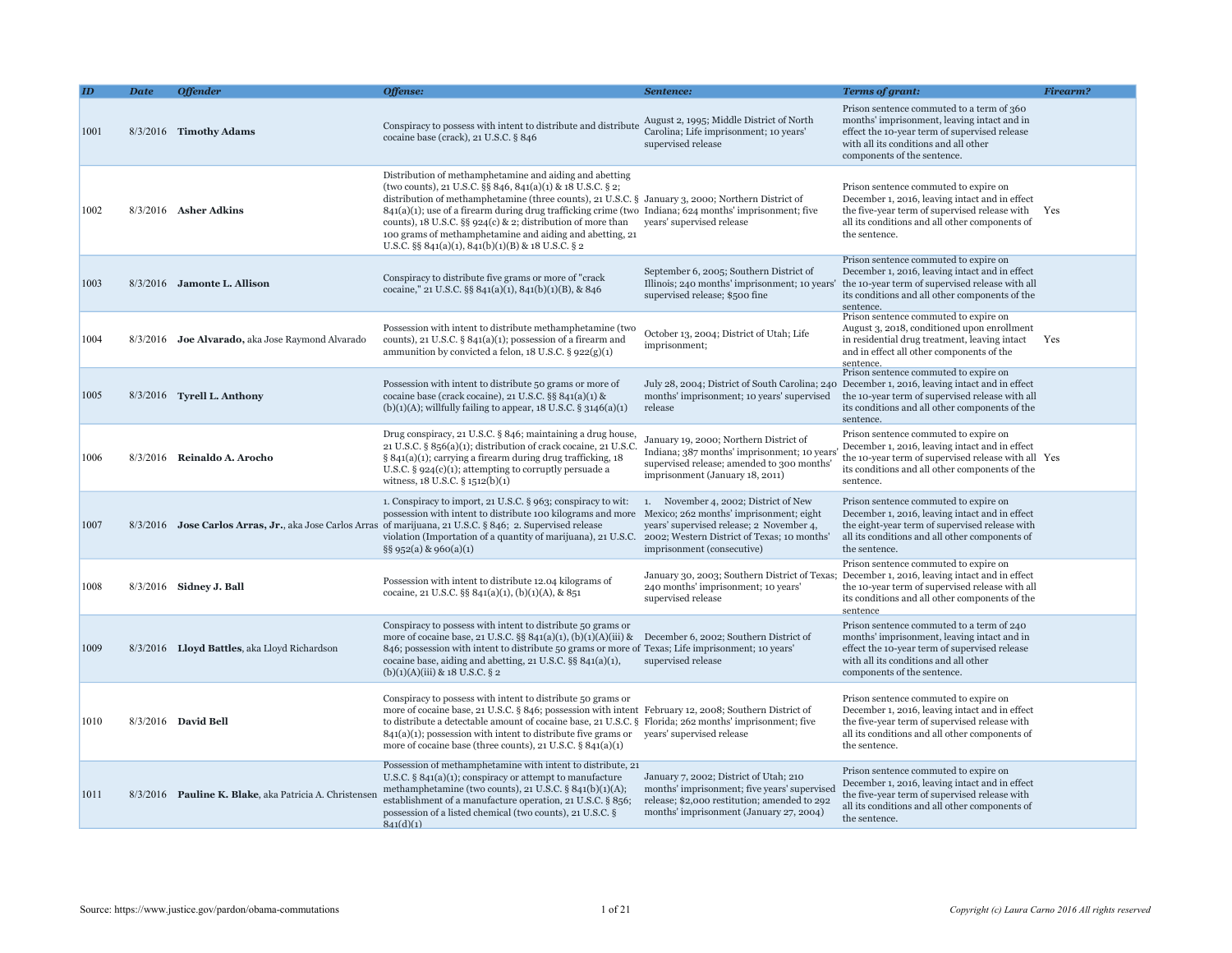| ID | Date | Offender | Offense: | Sentence: | Terms of grant: | Firearm? |
|---|---|---|---|---|---|---|
| 1001 | 8/3/2016 | **Timothy Adams** | Conspiracy to possess with intent to distribute and distribute cocaine base (crack), 21 U.S.C. § 846 | August 2, 1995; Middle District of North Carolina; Life imprisonment; 10 years' supervised release | Prison sentence commuted to a term of 360 months' imprisonment, leaving intact and in effect the 10-year term of supervised release with all its conditions and all other components of the sentence. | |
| 1002 | 8/3/2016 | **Asher Adkins** | Distribution of methamphetamine and aiding and abetting (two counts), 21 U.S.C. §§ 846, 841(a)(1) & 18 U.S.C. § 2; distribution of methamphetamine (three counts), 21 U.S.C. § 841(a)(1); use of a firearm during drug trafficking crime (two counts), 18 U.S.C. §§ 924(c) & 2; distribution of more than 100 grams of methamphetamine and aiding and abetting, 21 U.S.C. §§ 841(a)(1), 841(b)(1)(B) & 18 U.S.C. § 2 | January 3, 2000; Northern District of Indiana; 624 months' imprisonment; five years' supervised release | Prison sentence commuted to expire on December 1, 2016, leaving intact and in effect the five-year term of supervised release with all its conditions and all other components of the sentence. | Yes |
| 1003 | 8/3/2016 | **Jamonte L. Allison** | Conspiracy to distribute five grams or more of "crack cocaine," 21 U.S.C. §§ 841(a)(1), 841(b)(1)(B), & 846 | September 6, 2005; Southern District of Illinois; 240 months' imprisonment; 10 years' supervised release; $500 fine | Prison sentence commuted to expire on December 1, 2016, leaving intact and in effect the 10-year term of supervised release with all its conditions and all other components of the sentence. | |
| 1004 | 8/3/2016 | **Joe Alvarado,** aka Jose Raymond Alvarado | Possession with intent to distribute methamphetamine (two counts), 21 U.S.C. § 841(a)(1); possession of a firearm and ammunition by convicted a felon, 18 U.S.C. § 922(g)(1) | October 13, 2004; District of Utah; Life imprisonment; | Prison sentence commuted to expire on August 3, 2018, conditioned upon enrollment in residential drug treatment, leaving intact and in effect all other components of the sentence. | Yes |
| 1005 | 8/3/2016 | **Tyrell L. Anthony** | Possession with intent to distribute 50 grams or more of cocaine base (crack cocaine), 21 U.S.C. §§ 841(a)(1) & (b)(1)(A); willfully failing to appear, 18 U.S.C. § 3146(a)(1) | July 28, 2004; District of South Carolina; 240 months' imprisonment; 10 years' supervised release | Prison sentence commuted to expire on December 1, 2016, leaving intact and in effect the 10-year term of supervised release with all its conditions and all other components of the sentence. | |
| 1006 | 8/3/2016 | **Reinaldo A. Arocho** | Drug conspiracy, 21 U.S.C. § 846; maintaining a drug house, 21 U.S.C. § 856(a)(1); distribution of crack cocaine, 21 U.S.C. § 841(a)(1); carrying a firearm during drug trafficking, 18 U.S.C. § 924(c)(1); attempting to corruptly persuade a witness, 18 U.S.C. § 1512(b)(1) | January 19, 2000; Northern District of Indiana; 387 months' imprisonment; 10 years' supervised release; amended to 300 months' imprisonment (January 18, 2011) | Prison sentence commuted to expire on December 1, 2016, leaving intact and in effect the 10-year term of supervised release with all its conditions and all other components of the sentence. | Yes |
| 1007 | 8/3/2016 | **Jose Carlos Arras, Jr.**, aka Jose Carlos Arras | 1. Conspiracy to import, 21 U.S.C. § 963; conspiracy to wit: possession with intent to distribute 100 kilograms and more of marijuana, 21 U.S.C. § 846; 2. Supervised release violation (Importation of a quantity of marijuana), 21 U.S.C. §§ 952(a) & 960(a)(1) | 1. November 4, 2002; District of New Mexico; 262 months' imprisonment; eight years' supervised release; 2 November 4, 2002; Western District of Texas; 10 months' imprisonment (consecutive) | Prison sentence commuted to expire on December 1, 2016, leaving intact and in effect the eight-year term of supervised release with all its conditions and all other components of the sentence. | |
| 1008 | 8/3/2016 | **Sidney J. Ball** | Possession with intent to distribute 12.04 kilograms of cocaine, 21 U.S.C. §§ 841(a)(1), (b)(1)(A), & 851 | January 30, 2003; Southern District of Texas; 240 months' imprisonment; 10 years' supervised release | Prison sentence commuted to expire on December 1, 2016, leaving intact and in effect the 10-year term of supervised release with all its conditions and all other components of the sentence | |
| 1009 | 8/3/2016 | **Lloyd Battles**, aka Lloyd Richardson | Conspiracy to possess with intent to distribute 50 grams or more of cocaine base, 21 U.S.C. §§ 841(a)(1), (b)(1)(A)(iii) & 846; possession with intent to distribute 50 grams or more of cocaine base, aiding and abetting, 21 U.S.C. §§ 841(a)(1), (b)(1)(A)(iii) & 18 U.S.C. § 2 | December 6, 2002; Southern District of Texas; Life imprisonment; 10 years' supervised release | Prison sentence commuted to a term of 240 months' imprisonment, leaving intact and in effect the 10-year term of supervised release with all its conditions and all other components of the sentence. | |
| 1010 | 8/3/2016 | **David Bell** | Conspiracy to possess with intent to distribute 50 grams or more of cocaine base, 21 U.S.C. § 846; possession with intent to distribute a detectable amount of cocaine base, 21 U.S.C. § 841(a)(1); possession with intent to distribute five grams or more of cocaine base (three counts), 21 U.S.C. § 841(a)(1) | February 12, 2008; Southern District of Florida; 262 months' imprisonment; five years' supervised release | Prison sentence commuted to expire on December 1, 2016, leaving intact and in effect the five-year term of supervised release with all its conditions and all other components of the sentence. | |
| 1011 | 8/3/2016 | **Pauline K. Blake**, aka Patricia A. Christensen | Possession of methamphetamine with intent to distribute, 21 U.S.C. § 841(a)(1); conspiracy or attempt to manufacture methamphetamine (two counts), 21 U.S.C. § 841(b)(1)(A); establishment of a manufacture operation, 21 U.S.C. § 856; possession of a listed chemical (two counts), 21 U.S.C. § 841(d)(1) | January 7, 2002; District of Utah; 210 months' imprisonment; five years' supervised release; $2,000 restitution; amended to 292 months' imprisonment (January 27, 2004) | Prison sentence commuted to expire on December 1, 2016, leaving intact and in effect the five-year term of supervised release with all its conditions and all other components of the sentence. | |

Source: https://www.justice.gov/pardon/obama-commutations

*Copyright (c) Laura Carno 2016 All rights reserved*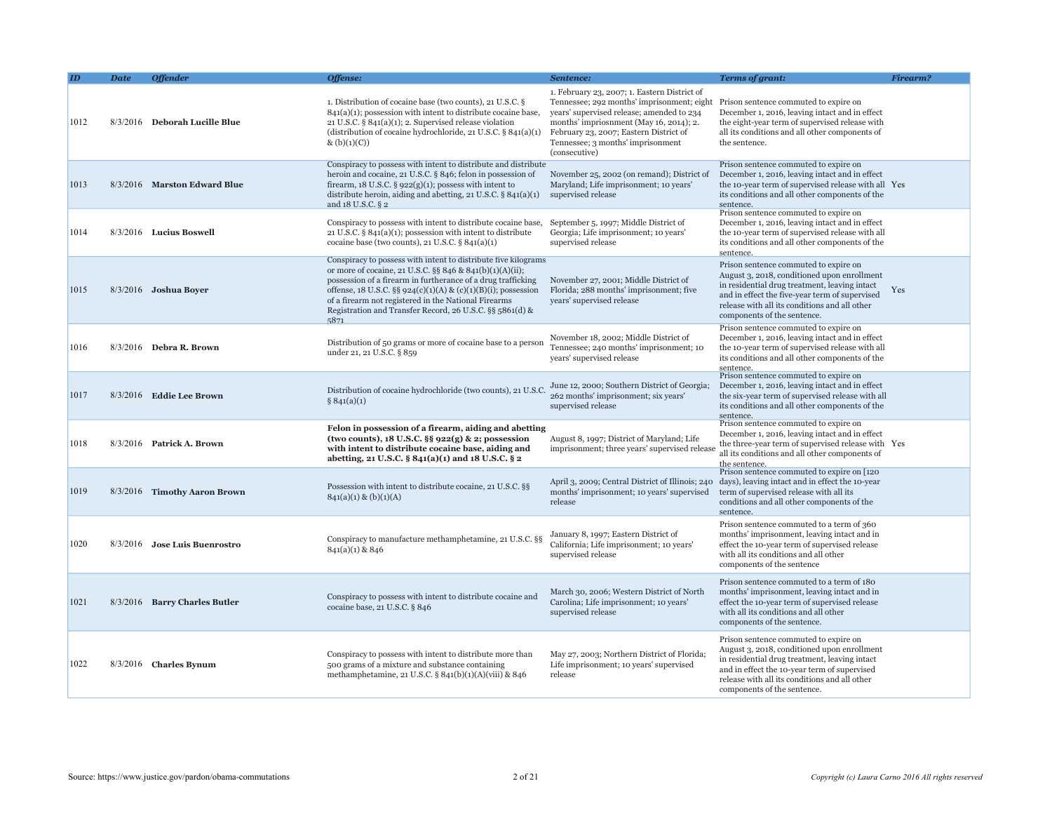| ID | Date | Offender | Offense: | Sentence: | Terms of grant: | Firearm? |
|---|---|---|---|---|---|---|
| 1012 | 8/3/2016 | **Deborah Lucille Blue** | 1. Distribution of cocaine base (two counts), 21 U.S.C. § 841(a)(1); possession with intent to distribute cocaine base, 21 U.S.C. § 841(a)(1); 2. Supervised release violation (distribution of cocaine hydrochloride, 21 U.S.C. § 841(a)(1) & (b)(1)(C)) | 1. February 23, 2007; 1. Eastern District of Tennessee; 292 months' imprisonment; eight years' supervised release; amended to 234 months' imprisonment (May 16, 2014); 2. February 23, 2007; Eastern District of Tennessee; 3 months' imprisonment (consecutive) | Prison sentence commuted to expire on December 1, 2016, leaving intact and in effect the eight-year term of supervised release with all its conditions and all other components of the sentence. | |
| 1013 | 8/3/2016 | **Marston Edward Blue** | Conspiracy to possess with intent to distribute and distribute heroin and cocaine, 21 U.S.C. § 846; felon in possession of firearm, 18 U.S.C. § 922(g)(1); possess with intent to distribute heroin, aiding and abetting, 21 U.S.C. § 841(a)(1) and 18 U.S.C. § 2 | November 25, 2002 (on remand); District of Maryland; Life imprisonment; 10 years' supervised release | Prison sentence commuted to expire on December 1, 2016, leaving intact and in effect the 10-year term of supervised release with all its conditions and all other components of the sentence. | Yes |
| 1014 | 8/3/2016 | **Lucius Boswell** | Conspiracy to possess with intent to distribute cocaine base, 21 U.S.C. § 841(a)(1); possession with intent to distribute cocaine base (two counts), 21 U.S.C. § 841(a)(1) | September 5, 1997; Middle District of Georgia; Life imprisonment; 10 years' supervised release | Prison sentence commuted to expire on December 1, 2016, leaving intact and in effect the 10-year term of supervised release with all its conditions and all other components of the sentence. | |
| 1015 | 8/3/2016 | **Joshua Boyer** | Conspiracy to possess with intent to distribute five kilograms or more of cocaine, 21 U.S.C. §§ 846 & 841(b)(1)(A)(ii); possession of a firearm in furtherance of a drug trafficking offense, 18 U.S.C. §§ 924(c)(1)(A) & (c)(1)(B)(i); possession of a firearm not registered in the National Firearms Registration and Transfer Record, 26 U.S.C. §§ 5861(d) & 5871 | November 27, 2001; Middle District of Florida; 288 months' imprisonment; five years' supervised release | Prison sentence commuted to expire on August 3, 2018, conditioned upon enrollment in residential drug treatment, leaving intact and in effect the five-year term of supervised release with all its conditions and all other components of the sentence. | Yes |
| 1016 | 8/3/2016 | **Debra R. Brown** | Distribution of 50 grams or more of cocaine base to a person under 21, 21 U.S.C. § 859 | November 18, 2002; Middle District of Tennessee; 240 months' imprisonment; 10 years' supervised release | Prison sentence commuted to expire on December 1, 2016, leaving intact and in effect the 10-year term of supervised release with all its conditions and all other components of the sentence. | |
| 1017 | 8/3/2016 | **Eddie Lee Brown** | Distribution of cocaine hydrochloride (two counts), 21 U.S.C. § 841(a)(1) | June 12, 2000; Southern District of Georgia; 262 months' imprisonment; six years' supervised release | Prison sentence commuted to expire on December 1, 2016, leaving intact and in effect the six-year term of supervised release with all its conditions and all other components of the sentence. | |
| 1018 | 8/3/2016 | **Patrick A. Brown** | **Felon in possession of a firearm, aiding and abetting (two counts), 18 U.S.C. §§ 922(g) & 2; possession with intent to distribute cocaine base, aiding and abetting, 21 U.S.C. § 841(a)(1) and 18 U.S.C. § 2** | August 8, 1997; District of Maryland; Life imprisonment; three years' supervised release | Prison sentence commuted to expire on December 1, 2016, leaving intact and in effect the three-year term of supervised release with all its conditions and all other components of the sentence. | Yes |
| 1019 | 8/3/2016 | **Timothy Aaron Brown** | Possession with intent to distribute cocaine, 21 U.S.C. §§ 841(a)(1) & (b)(1)(A) | April 3, 2009; Central District of Illinois; 240 months' imprisonment; 10 years' supervised release | Prison sentence commuted to expire on [120 days), leaving intact and in effect the 10-year term of supervised release with all its conditions and all other components of the sentence. | |
| 1020 | 8/3/2016 | **Jose Luis Buenrostro** | Conspiracy to manufacture methamphetamine, 21 U.S.C. §§ 841(a)(1) & 846 | January 8, 1997; Eastern District of California; Life imprisonment; 10 years' supervised release | Prison sentence commuted to a term of 360 months' imprisonment, leaving intact and in effect the 10-year term of supervised release with all its conditions and all other components of the sentence | |
| 1021 | 8/3/2016 | **Barry Charles Butler** | Conspiracy to possess with intent to distribute cocaine and cocaine base, 21 U.S.C. § 846 | March 30, 2006; Western District of North Carolina; Life imprisonment; 10 years' supervised release | Prison sentence commuted to a term of 180 months' imprisonment, leaving intact and in effect the 10-year term of supervised release with all its conditions and all other components of the sentence. | |
| 1022 | 8/3/2016 | **Charles Bynum** | Conspiracy to possess with intent to distribute more than 500 grams of a mixture and substance containing methamphetamine, 21 U.S.C. § 841(b)(1)(A)(viii) & 846 | May 27, 2003; Northern District of Florida; Life imprisonment; 10 years' supervised release | Prison sentence commuted to expire on August 3, 2018, conditioned upon enrollment in residential drug treatment, leaving intact and in effect the 10-year term of supervised release with all its conditions and all other components of the sentence. | |

Source: https://www.justice.gov/pardon/obama-commutations

*Copyright (c) Laura Carno 2016 All rights reserved*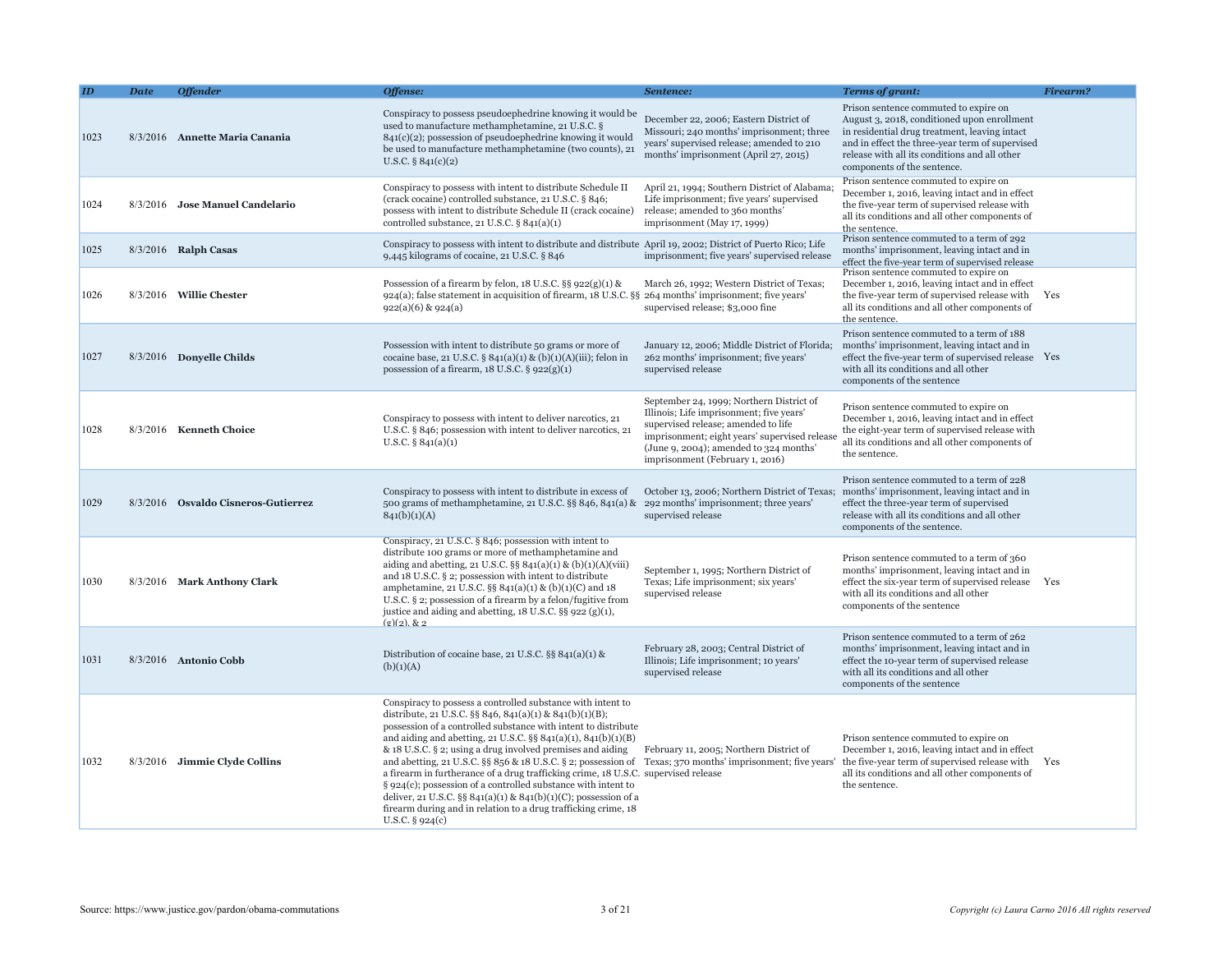| ID | Date | Offender | Offense: | Sentence: | Terms of grant: | Firearm? |
|---|---|---|---|---|---|---|
| 1023 | 8/3/2016 | **Annette Maria Canania** | Conspiracy to possess pseudoephedrine knowing it would be used to manufacture methamphetamine, 21 U.S.C. § 841(c)(2); possession of pseudoephedrine knowing it would be used to manufacture methamphetamine (two counts), 21 U.S.C. § 841(c)(2) | December 22, 2006; Eastern District of Missouri; 240 months' imprisonment; three years' supervised release; amended to 210 months' imprisonment (April 27, 2015) | Prison sentence commuted to expire on August 3, 2018, conditioned upon enrollment in residential drug treatment, leaving intact and in effect the three-year term of supervised release with all its conditions and all other components of the sentence. | |
| 1024 | 8/3/2016 | **Jose Manuel Candelario** | Conspiracy to possess with intent to distribute Schedule II (crack cocaine) controlled substance, 21 U.S.C. § 846; possess with intent to distribute Schedule II (crack cocaine) controlled substance, 21 U.S.C. § 841(a)(1) | April 21, 1994; Southern District of Alabama; Life imprisonment; five years' supervised release; amended to 360 months' imprisonment (May 17, 1999) | Prison sentence commuted to expire on December 1, 2016, leaving intact and in effect the five-year term of supervised release with all its conditions and all other components of the sentence. | |
| 1025 | 8/3/2016 | **Ralph Casas** | Conspiracy to possess with intent to distribute and distribute 9,445 kilograms of cocaine, 21 U.S.C. § 846 | April 19, 2002; District of Puerto Rico; Life imprisonment; five years' supervised release | Prison sentence commuted to a term of 292 months' imprisonment, leaving intact and in effect the five-year term of supervised release | |
| 1026 | 8/3/2016 | **Willie Chester** | Possession of a firearm by felon, 18 U.S.C. §§ 922(g)(1) & 924(a); false statement in acquisition of firearm, 18 U.S.C. §§ 922(a)(6) & 924(a) | March 26, 1992; Western District of Texas; 264 months' imprisonment; five years' supervised release; $3,000 fine | Prison sentence commuted to expire on December 1, 2016, leaving intact and in effect the five-year term of supervised release with all its conditions and all other components of the sentence. | Yes |
| 1027 | 8/3/2016 | **Donyelle Childs** | Possession with intent to distribute 50 grams or more of cocaine base, 21 U.S.C. § 841(a)(1) & (b)(1)(A)(iii); felon in possession of a firearm, 18 U.S.C. § 922(g)(1) | January 12, 2006; Middle District of Florida; 262 months' imprisonment; five years' supervised release | Prison sentence commuted to a term of 188 months' imprisonment, leaving intact and in effect the five-year term of supervised release with all its conditions and all other components of the sentence | Yes |
| 1028 | 8/3/2016 | **Kenneth Choice** | Conspiracy to possess with intent to deliver narcotics, 21 U.S.C. § 846; possession with intent to deliver narcotics, 21 U.S.C. § 841(a)(1) | September 24, 1999; Northern District of Illinois; Life imprisonment; five years' supervised release; amended to life imprisonment; eight years' supervised release (June 9, 2004); amended to 324 months' imprisonment (February 1, 2016) | Prison sentence commuted to expire on December 1, 2016, leaving intact and in effect the eight-year term of supervised release with all its conditions and all other components of the sentence. | |
| 1029 | 8/3/2016 | **Osvaldo Cisneros-Gutierrez** | Conspiracy to possess with intent to distribute in excess of 500 grams of methamphetamine, 21 U.S.C. §§ 846, 841(a) & 841(b)(1)(A) | October 13, 2006; Northern District of Texas; 292 months' imprisonment; three years' supervised release | Prison sentence commuted to a term of 228 months' imprisonment, leaving intact and in effect the three-year term of supervised release with all its conditions and all other components of the sentence. | |
| 1030 | 8/3/2016 | **Mark Anthony Clark** | Conspiracy, 21 U.S.C. § 846; possession with intent to distribute 100 grams or more of methamphetamine and aiding and abetting, 21 U.S.C. §§ 841(a)(1) & (b)(1)(A)(viii) and 18 U.S.C. § 2; possession with intent to distribute amphetamine, 21 U.S.C. §§ 841(a)(1) & (b)(1)(C) and 18 U.S.C. § 2; possession of a firearm by a felon/fugitive from justice and aiding and abetting, 18 U.S.C. §§ 922 (g)(1), (g)(2), & 2 | September 1, 1995; Northern District of Texas; Life imprisonment; six years' supervised release | Prison sentence commuted to a term of 360 months' imprisonment, leaving intact and in effect the six-year term of supervised release with all its conditions and all other components of the sentence | Yes |
| 1031 | 8/3/2016 | **Antonio Cobb** | Distribution of cocaine base, 21 U.S.C. §§ 841(a)(1) & (b)(1)(A) | February 28, 2003; Central District of Illinois; Life imprisonment; 10 years' supervised release | Prison sentence commuted to a term of 262 months' imprisonment, leaving intact and in effect the 10-year term of supervised release with all its conditions and all other components of the sentence | |
| 1032 | 8/3/2016 | **Jimmie Clyde Collins** | Conspiracy to possess a controlled substance with intent to distribute, 21 U.S.C. §§ 846, 841(a)(1) & 841(b)(1)(B); possession of a controlled substance with intent to distribute and aiding and abetting, 21 U.S.C. §§ 841(a)(1), 841(b)(1)(B) & 18 U.S.C. § 2; using a drug involved premises and aiding and abetting, 21 U.S.C. §§ 856 & 18 U.S.C. § 2; possession of a firearm in furtherance of a drug trafficking crime, 18 U.S.C. § 924(c); possession of a controlled substance with intent to deliver, 21 U.S.C. §§ 841(a)(1) & 841(b)(1)(C); possession of a firearm during and in relation to a drug trafficking crime, 18 U.S.C. § 924(c) | February 11, 2005; Northern District of Texas; 370 months' imprisonment; five years' supervised release | Prison sentence commuted to expire on December 1, 2016, leaving intact and in effect the five-year term of supervised release with all its conditions and all other components of the sentence. | Yes |

Source: https://www.justice.gov/pardon/obama-commutations

*Copyright (c) Laura Carno 2016 All rights reserved*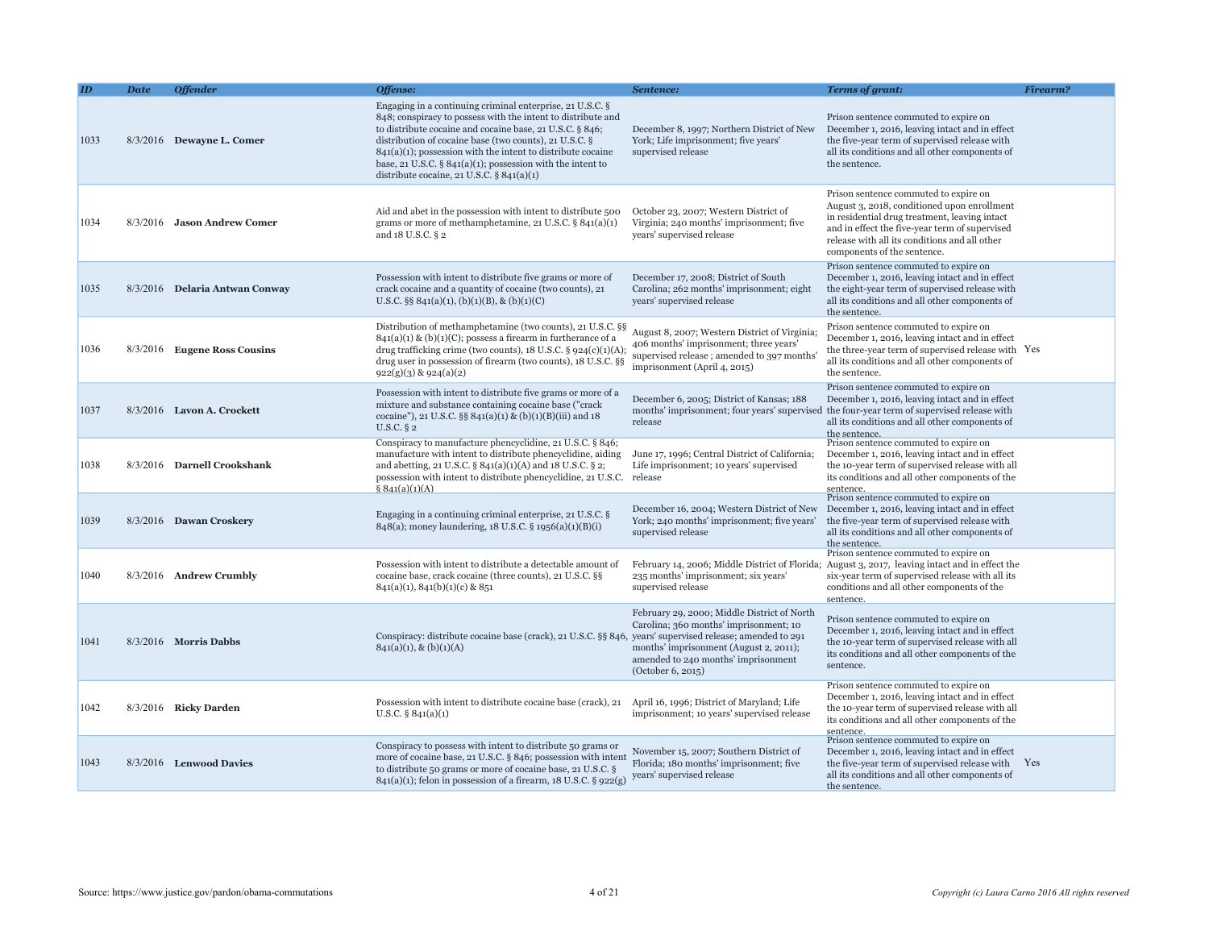| ID | Date | Offender | Offense: | Sentence: | Terms of grant: | Firearm? |
|---|---|---|---|---|---|---|
| 1033 | 8/3/2016 | **Dewayne L. Comer** | Engaging in a continuing criminal enterprise, 21 U.S.C. § 848; conspiracy to possess with the intent to distribute and to distribute cocaine and cocaine base, 21 U.S.C. § 846; distribution of cocaine base (two counts), 21 U.S.C. § 841(a)(1); possession with the intent to distribute cocaine base, 21 U.S.C. § 841(a)(1); possession with the intent to distribute cocaine, 21 U.S.C. § 841(a)(1) | December 8, 1997; Northern District of New York; Life imprisonment; five years' supervised release | Prison sentence commuted to expire on December 1, 2016, leaving intact and in effect the five-year term of supervised release with all its conditions and all other components of the sentence. | |
| 1034 | 8/3/2016 | **Jason Andrew Comer** | Aid and abet in the possession with intent to distribute 500 grams or more of methamphetamine, 21 U.S.C. § 841(a)(1) and 18 U.S.C. § 2 | October 23, 2007; Western District of Virginia; 240 months' imprisonment; five years' supervised release | Prison sentence commuted to expire on August 3, 2018, conditioned upon enrollment in residential drug treatment, leaving intact and in effect the five-year term of supervised release with all its conditions and all other components of the sentence. | |
| 1035 | 8/3/2016 | **Delaria Antwan Conway** | Possession with intent to distribute five grams or more of crack cocaine and a quantity of cocaine (two counts), 21 U.S.C. §§ 841(a)(1), (b)(1)(B), & (b)(1)(C) | December 17, 2008; District of South Carolina; 262 months' imprisonment; eight years' supervised release | Prison sentence commuted to expire on December 1, 2016, leaving intact and in effect the eight-year term of supervised release with all its conditions and all other components of the sentence. | |
| 1036 | 8/3/2016 | **Eugene Ross Cousins** | Distribution of methamphetamine (two counts), 21 U.S.C. §§ 841(a)(1) & (b)(1)(C); possess a firearm in furtherance of a drug trafficking crime (two counts), 18 U.S.C. § 924(c)(1)(A); drug user in possession of firearm (two counts), 18 U.S.C. §§ 922(g)(3) & 924(a)(2) | August 8, 2007; Western District of Virginia; 406 months' imprisonment; three years' supervised release ; amended to 397 months' imprisonment (April 4, 2015) | Prison sentence commuted to expire on December 1, 2016, leaving intact and in effect the three-year term of supervised release with all its conditions and all other components of the sentence. | Yes |
| 1037 | 8/3/2016 | **Lavon A. Crockett** | Possession with intent to distribute five grams or more of a mixture and substance containing cocaine base ("crack cocaine"), 21 U.S.C. §§ 841(a)(1) & (b)(1)(B)(iii) and 18 U.S.C. § 2 | December 6, 2005; District of Kansas; 188 months' imprisonment; four years' supervised release | Prison sentence commuted to expire on December 1, 2016, leaving intact and in effect the four-year term of supervised release with all its conditions and all other components of the sentence. | |
| 1038 | 8/3/2016 | **Darnell Crookshank** | Conspiracy to manufacture phencyclidine, 21 U.S.C. § 846; manufacture with intent to distribute phencyclidine, aiding and abetting, 21 U.S.C. § 841(a)(1)(A) and 18 U.S.C. § 2; possession with intent to distribute phencyclidine, 21 U.S.C. § 841(a)(1)(A) | June 17, 1996; Central District of California; Life imprisonment; 10 years' supervised release | Prison sentence commuted to expire on December 1, 2016, leaving intact and in effect the 10-year term of supervised release with all its conditions and all other components of the sentence. | |
| 1039 | 8/3/2016 | **Dawan Croskery** | Engaging in a continuing criminal enterprise, 21 U.S.C. § 848(a); money laundering, 18 U.S.C. § 1956(a)(1)(B)(i) | December 16, 2004; Western District of New York; 240 months' imprisonment; five years' supervised release | Prison sentence commuted to expire on December 1, 2016, leaving intact and in effect the five-year term of supervised release with all its conditions and all other components of the sentence. | |
| 1040 | 8/3/2016 | **Andrew Crumbly** | Possession with intent to distribute a detectable amount of cocaine base, crack cocaine (three counts), 21 U.S.C. §§ 841(a)(1), 841(b)(1)(c) & 851 | February 14, 2006; Middle District of Florida; 235 months' imprisonment; six years' supervised release | Prison sentence commuted to expire on August 3, 2017, leaving intact and in effect the six-year term of supervised release with all its conditions and all other components of the sentence. | |
| 1041 | 8/3/2016 | **Morris Dabbs** | Conspiracy: distribute cocaine base (crack), 21 U.S.C. §§ 846, 841(a)(1), & (b)(1)(A) | February 29, 2000; Middle District of North Carolina; 360 months' imprisonment; 10 years' supervised release; amended to 291 months' imprisonment (August 2, 2011); amended to 240 months' imprisonment (October 6, 2015) | Prison sentence commuted to expire on December 1, 2016, leaving intact and in effect the 10-year term of supervised release with all its conditions and all other components of the sentence. | |
| 1042 | 8/3/2016 | **Ricky Darden** | Possession with intent to distribute cocaine base (crack), 21 U.S.C. § 841(a)(1) | April 16, 1996; District of Maryland; Life imprisonment; 10 years' supervised release | Prison sentence commuted to expire on December 1, 2016, leaving intact and in effect the 10-year term of supervised release with all its conditions and all other components of the sentence. | |
| 1043 | 8/3/2016 | **Lenwood Davies** | Conspiracy to possess with intent to distribute 50 grams or more of cocaine base, 21 U.S.C. § 846; possession with intent to distribute 50 grams or more of cocaine base, 21 U.S.C. § 841(a)(1); felon in possession of a firearm, 18 U.S.C. § 922(g) | November 15, 2007; Southern District of Florida; 180 months' imprisonment; five years' supervised release | Prison sentence commuted to expire on December 1, 2016, leaving intact and in effect the five-year term of supervised release with all its conditions and all other components of the sentence. | Yes |

Source: https://www.justice.gov/pardon/obama-commutations

*Copyright (c) Laura Carno 2016 All rights reserved*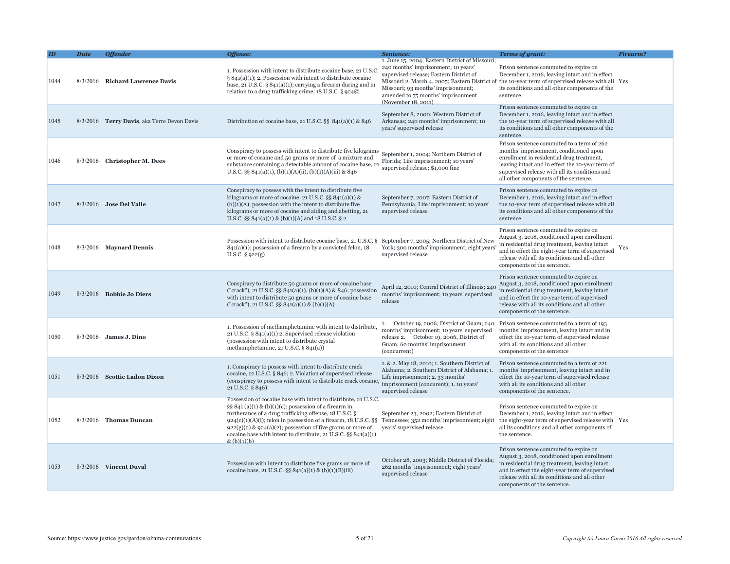| ID | Date | Offender | Offense: | Sentence: | Terms of grant: | Firearm? |
|---|---|---|---|---|---|---|
| 1044 | 8/3/2016 | **Richard Lawrence Davis** | 1. Possession with intent to distribute cocaine base, 21 U.S.C. § 841(a)(1); 2. Possession with intent to distribute cocaine base, 21 U.S.C. § 841(a)(1); carrying a firearm during and in relation to a drug trafficking crime, 18 U.S.C. § 924© | 1. June 15, 2004; Eastern District of Missouri; 240 months' imprisonment; 10 years' supervised release; Eastern District of Missouri 2. March 4, 2005; Eastern District of Missouri; 93 months' imprisonment; amended to 75 months' imprisonment (November 18, 2011) | Prison sentence commuted to expire on December 1, 2016, leaving intact and in effect the 10-year term of supervised release with all its conditions and all other components of the sentence. | Yes |
| 1045 | 8/3/2016 | **Terry Davis**, aka Terre Devon Davis | Distribution of cocaine base, 21 U.S.C. §§ 841(a)(1) & 846 | September 8, 2000; Western District of Arkansas; 240 months' imprisonment; 10 years' supervised release | Prison sentence commuted to expire on December 1, 2016, leaving intact and in effect the 10-year term of supervised release with all its conditions and all other components of the sentence. | |
| 1046 | 8/3/2016 | **Christopher M. Dees** | Conspiracy to possess with intent to distribute five kilograms or more of cocaine and 50 grams or more of a mixture and substance containing a detectable amount of cocaine base, 21 U.S.C. §§ 841(a)(1), (b)(1)(A)(ii), (b)(1)(A)(iii) & 846 | September 1, 2004; Northern District of Florida; Life imprisonment; 10 years' supervised release; $1,000 fine | Prison sentence commuted to a term of 262 months' imprisonment, conditioned upon enrollment in residential drug treatment, leaving intact and in effect the 10-year term of supervised release with all its conditions and all other components of the sentence. | |
| 1047 | 8/3/2016 | **Jose Del Valle** | Conspiracy to possess with the intent to distribute five kilograms or more of cocaine, 21 U.S.C. §§ 841(a)(1) & (b)(1)(A); possession with the intent to distribute five kilograms or more of cocaine and aiding and abetting, 21 U.S.C. §§ 841(a)(1) & (b)(1)(A) and 18 U.S.C. § 2 | September 7, 2007; Eastern District of Pennsylvania; Life imprisonment; 10 years' supervised release | Prison sentence commuted to expire on December 1, 2016, leaving intact and in effect the 10-year term of supervised release with all its conditions and all other components of the sentence. | |
| 1048 | 8/3/2016 | **Maynard Dennis** | Possession with intent to distribute cocaine base, 21 U.S.C. § 841(a)(1); possession of a firearm by a convicted felon, 18 U.S.C. § 922(g) | September 7, 2005; Northern District of New York; 300 months' imprisonment; eight years' supervised release | Prison sentence commuted to expire on August 3, 2018, conditioned upon enrollment in residential drug treatment, leaving intact and in effect the eight-year term of supervised release with all its conditions and all other components of the sentence. | Yes |
| 1049 | 8/3/2016 | **Bobbie Jo Diers** | Conspiracy to distribute 50 grams or more of cocaine base ("crack"), 21 U.S.C. §§ 841(a)(1), (b)(1)(A) & 846; possession with intent to distribute 50 grams or more of cocaine base ("crack"), 21 U.S.C. §§ 841(a)(1) & (b)(1)(A) | April 12, 2010; Central District of Illinois; 240 months' imprisonment; 10 years' supervised release | Prison sentence commuted to expire on August 3, 2018, conditioned upon enrollment in residential drug treatment, leaving intact and in effect the 10-year term of supervised release with all its conditions and all other components of the sentence. | |
| 1050 | 8/3/2016 | **James J. Dino** | 1. Possession of methamphetamine with intent to distribute, 21 U.S.C. § 841(a)(1) 2. Supervised release violation (possession with intent to distribute crystal methamphetamine, 21 U.S.C. § 841(a)) | 1. October 19, 2006; District of Guam; 240 months' imprisonment; 10 years' supervised release 2. October 19, 2006, District of Guam; 60 months' imprisonment (concurrent) | Prison sentence commuted to a term of 193 months' imprisonment, leaving intact and in effect the 10-year term of supervised release with all its conditions and all other components of the sentence | |
| 1051 | 8/3/2016 | **Scottie Ladon Dixon** | 1. Conspiracy to possess with intent to distribute crack cocaine, 21 U.S.C. § 846; 2. Violation of supervised release (conspiracy to possess with intent to distribute crack cocaine, 21 U.S.C. § 846) | 1. & 2. May 18, 2010; 1. Southern District of Alabama; 2. Southern District of Alabama; 1. Life imprisonment; 2. 33 months' imprisonment (concurrent); 1. 10 years' supervised release | Prison sentence commuted to a term of 221 months' imprisonment, leaving intact and in effect the 10-year term of supervised release with all its conditions and all other components of the sentence. | |
| 1052 | 8/3/2016 | **Thomas Duncan** | Possession of cocaine base with intent to distribute, 21 U.S.C. §§ 841 (a)(1) & (b)(1)(c); possession of a firearm in furtherance of a drug trafficking offense, 18 U.S.C. § 924(c)(1)(A)(i); felon in possession of a firearm, 18 U.S.C. §§ 922(g)(2) & 924(a)(2); possession of five grams or more of cocaine base with intent to distribute, 21 U.S.C. §§ 841(a)(1) & (b)(1)(b) | September 23, 2002; Eastern District of Tennessee; 352 months' imprisonment; eight years' supervised release | Prison sentence commuted to expire on December 1, 2016, leaving intact and in effect the eight-year term of supervised release with all its conditions and all other components of the sentence. | Yes |
| 1053 | 8/3/2016 | **Vincent Duval** | Possession with intent to distribute five grams or more of cocaine base, 21 U.S.C. §§ 841(a)(1) & (b)(1)(B)(iii) | October 28, 2003; Middle District of Florida; 262 months' imprisonment; eight years' supervised release | Prison sentence commuted to expire on August 3, 2018, conditioned upon enrollment in residential drug treatment, leaving intact and in effect the eight-year term of supervised release with all its conditions and all other components of the sentence. | |

Source: https://www.justice.gov/pardon/obama-commutations

*Copyright (c) Laura Carno 2016 All rights reserved*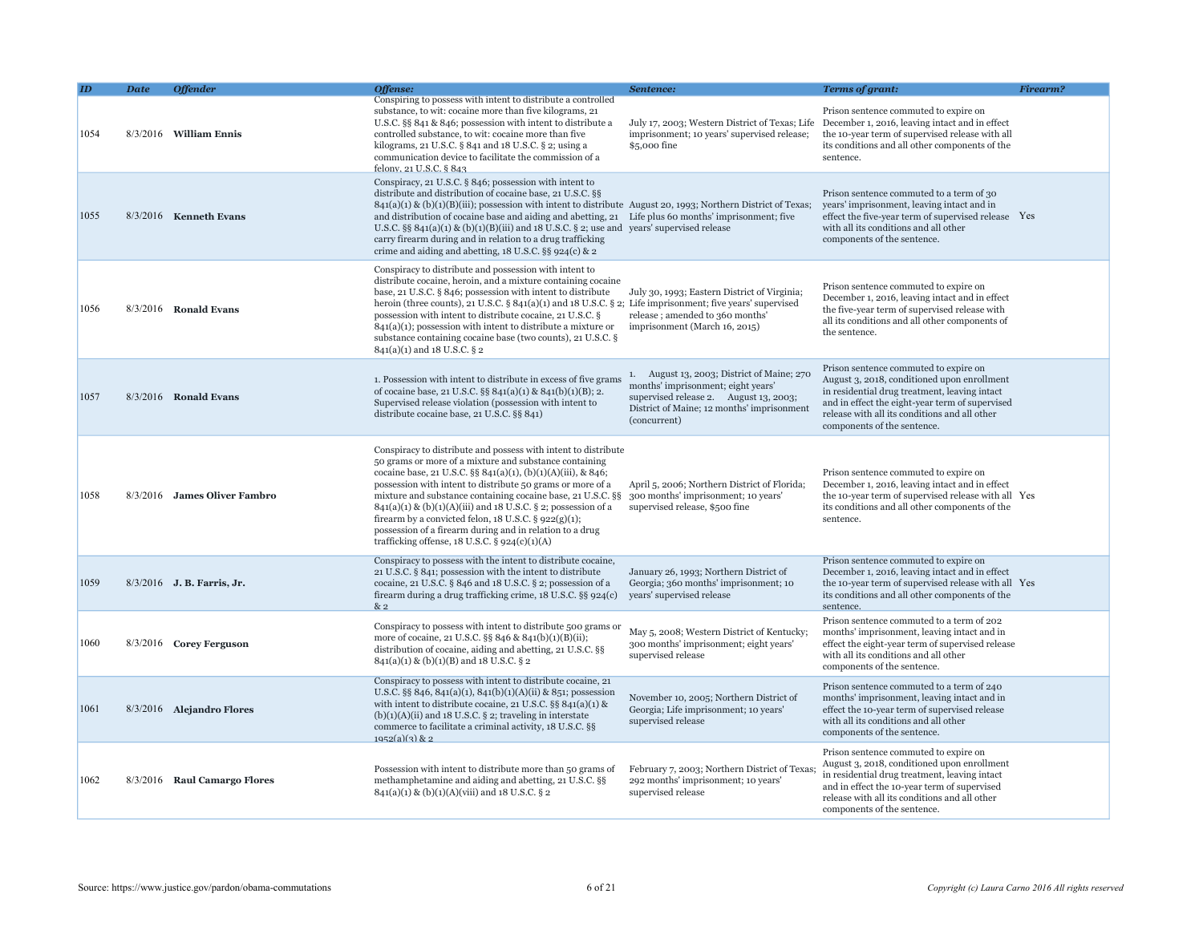| ID | Date | Offender | Offense: | Sentence: | Terms of grant: | Firearm? |
|---|---|---|---|---|---|---|
| 1054 | 8/3/2016 | **William Ennis** | Conspiring to possess with intent to distribute a controlled substance, to wit: cocaine more than five kilograms, 21 U.S.C. §§ 841 & 846; possession with intent to distribute a controlled substance, to wit: cocaine more than five kilograms, 21 U.S.C. § 841 and 18 U.S.C. § 2; using a communication device to facilitate the commission of a felony, 21 U.S.C. § 843 | July 17, 2003; Western District of Texas; Life imprisonment; 10 years' supervised release; $5,000 fine | Prison sentence commuted to expire on December 1, 2016, leaving intact and in effect the 10-year term of supervised release with all its conditions and all other components of the sentence. | |
| 1055 | 8/3/2016 | **Kenneth Evans** | Conspiracy, 21 U.S.C. § 846; possession with intent to distribute and distribution of cocaine base, 21 U.S.C. §§ 841(a)(1) & (b)(1)(B)(iii); possession with intent to distribute and distribution of cocaine base and aiding and abetting, 21 U.S.C. §§ 841(a)(1) & (b)(1)(B)(iii) and 18 U.S.C. § 2; use and carry firearm during and in relation to a drug trafficking crime and aiding and abetting, 18 U.S.C. §§ 924(c) & 2 | August 20, 1993; Northern District of Texas; Life plus 60 months' imprisonment; five years' supervised release | Prison sentence commuted to a term of 30 years' imprisonment, leaving intact and in effect the five-year term of supervised release with all its conditions and all other components of the sentence. | Yes |
| 1056 | 8/3/2016 | **Ronald Evans** | Conspiracy to distribute and possession with intent to distribute cocaine, heroin, and a mixture containing cocaine base, 21 U.S.C. § 846; possession with intent to distribute heroin (three counts), 21 U.S.C. § 841(a)(1) and 18 U.S.C. § 2; possession with intent to distribute cocaine, 21 U.S.C. § 841(a)(1); possession with intent to distribute a mixture or substance containing cocaine base (two counts), 21 U.S.C. § 841(a)(1) and 18 U.S.C. § 2 | July 30, 1993; Eastern District of Virginia; Life imprisonment; five years' supervised release ; amended to 360 months' imprisonment (March 16, 2015) | Prison sentence commuted to expire on December 1, 2016, leaving intact and in effect the five-year term of supervised release with all its conditions and all other components of the sentence. | |
| 1057 | 8/3/2016 | **Ronald Evans** | 1. Possession with intent to distribute in excess of five grams of cocaine base, 21 U.S.C. §§ 841(a)(1) & 841(b)(1)(B); 2. Supervised release violation (possession with intent to distribute cocaine base, 21 U.S.C. §§ 841) | 1. August 13, 2003; District of Maine; 270 months' imprisonment; eight years' supervised release 2. August 13, 2003; District of Maine; 12 months' imprisonment (concurrent) | Prison sentence commuted to expire on August 3, 2018, conditioned upon enrollment in residential drug treatment, leaving intact and in effect the eight-year term of supervised release with all its conditions and all other components of the sentence. | |
| 1058 | 8/3/2016 | **James Oliver Fambro** | Conspiracy to distribute and possess with intent to distribute 50 grams or more of a mixture and substance containing cocaine base, 21 U.S.C. §§ 841(a)(1), (b)(1)(A)(iii), & 846; possession with intent to distribute 50 grams or more of a mixture and substance containing cocaine base, 21 U.S.C. §§ 841(a)(1) & (b)(1)(A)(iii) and 18 U.S.C. § 2; possession of a firearm by a convicted felon, 18 U.S.C. § 922(g)(1); possession of a firearm during and in relation to a drug trafficking offense, 18 U.S.C. § 924(c)(1)(A) | April 5, 2006; Northern District of Florida; 300 months' imprisonment; 10 years' supervised release, $500 fine | Prison sentence commuted to expire on December 1, 2016, leaving intact and in effect the 10-year term of supervised release with all its conditions and all other components of the sentence. | Yes |
| 1059 | 8/3/2016 | **J. B. Farris, Jr.** | Conspiracy to possess with the intent to distribute cocaine, 21 U.S.C. § 841; possession with the intent to distribute cocaine, 21 U.S.C. § 846 and 18 U.S.C. § 2; possession of a firearm during a drug trafficking crime, 18 U.S.C. §§ 924(c) & 2 | January 26, 1993; Northern District of Georgia; 360 months' imprisonment; 10 years' supervised release | Prison sentence commuted to expire on December 1, 2016, leaving intact and in effect the 10-year term of supervised release with all its conditions and all other components of the sentence. | Yes |
| 1060 | 8/3/2016 | **Corey Ferguson** | Conspiracy to possess with intent to distribute 500 grams or more of cocaine, 21 U.S.C. §§ 846 & 841(b)(1)(B)(ii); distribution of cocaine, aiding and abetting, 21 U.S.C. §§ 841(a)(1) & (b)(1)(B) and 18 U.S.C. § 2 | May 5, 2008; Western District of Kentucky; 300 months' imprisonment; eight years' supervised release | Prison sentence commuted to a term of 202 months' imprisonment, leaving intact and in effect the eight-year term of supervised release with all its conditions and all other components of the sentence. | |
| 1061 | 8/3/2016 | **Alejandro Flores** | Conspiracy to possess with intent to distribute cocaine, 21 U.S.C. §§ 846, 841(a)(1), 841(b)(1)(A)(ii) & 851; possession with intent to distribute cocaine, 21 U.S.C. §§ 841(a)(1) & (b)(1)(A)(ii) and 18 U.S.C. § 2; traveling in interstate commerce to facilitate a criminal activity, 18 U.S.C. §§ 1952(a)(3) & 2 | November 10, 2005; Northern District of Georgia; Life imprisonment; 10 years' supervised release | Prison sentence commuted to a term of 240 months' imprisonment, leaving intact and in effect the 10-year term of supervised release with all its conditions and all other components of the sentence. | |
| 1062 | 8/3/2016 | **Raul Camargo Flores** | Possession with intent to distribute more than 50 grams of methamphetamine and aiding and abetting, 21 U.S.C. §§ 841(a)(1) & (b)(1)(A)(viii) and 18 U.S.C. § 2 | February 7, 2003; Northern District of Texas; 292 months' imprisonment; 10 years' supervised release | Prison sentence commuted to expire on August 3, 2018, conditioned upon enrollment in residential drug treatment, leaving intact and in effect the 10-year term of supervised release with all its conditions and all other components of the sentence. | |

Source: https://www.justice.gov/pardon/obama-commutations

*Copyright (c) Laura Carno 2016 All rights reserved*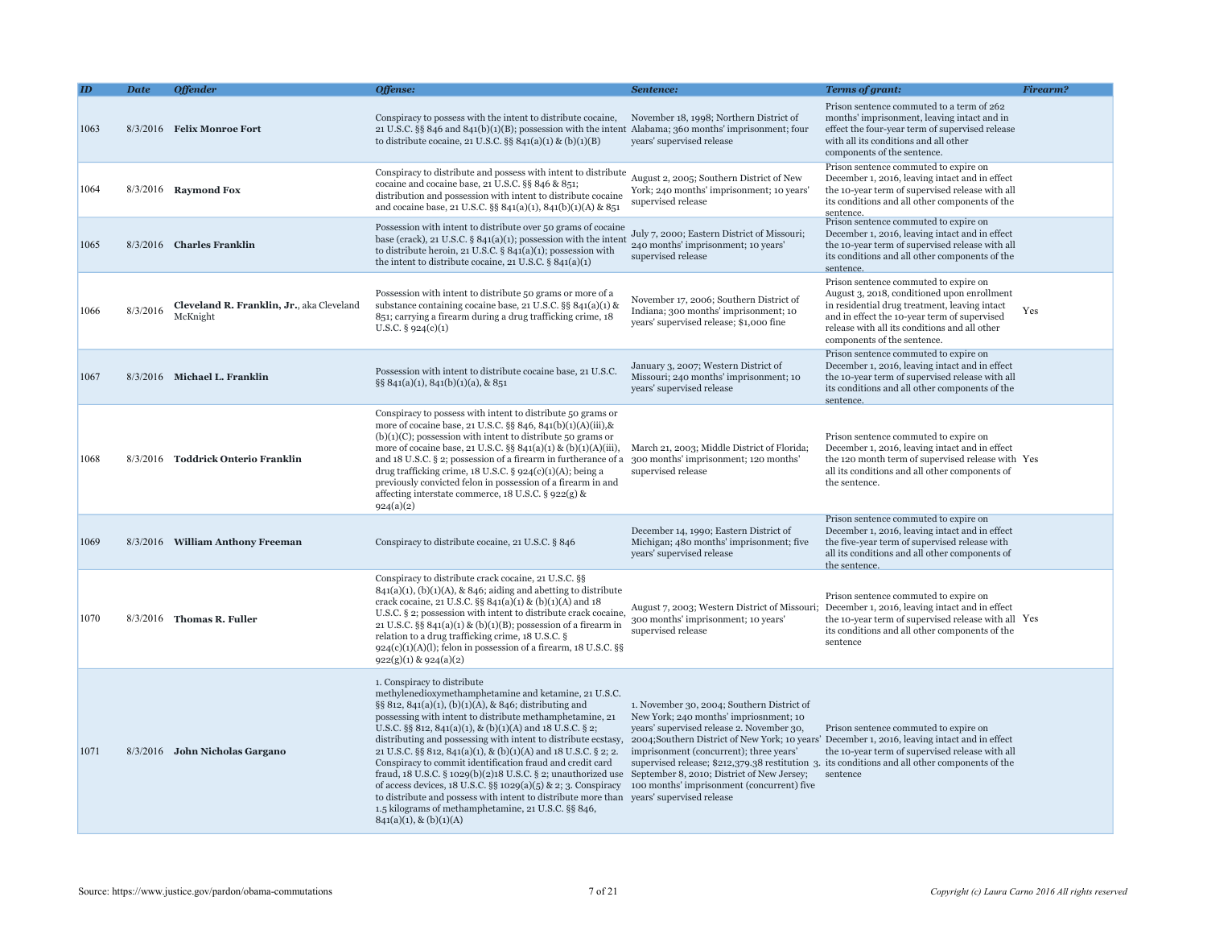| *ID* | *Date* | *Offender* | *Offense:* | *Sentence:* | *Terms of grant:* | *Firearm?* |
|---|---|---|---|---|---|---|
| 1063 | 8/3/2016 | **Felix Monroe Fort** | Conspiracy to possess with the intent to distribute cocaine, 21 U.S.C. §§ 846 and 841(b)(1)(B); possession with the intent to distribute cocaine, 21 U.S.C. §§ 841(a)(1) & (b)(1)(B) | November 18, 1998; Northern District of Alabama; 360 months' imprisonment; four years' supervised release | Prison sentence commuted to a term of 262 months' imprisonment, leaving intact and in effect the four-year term of supervised release with all its conditions and all other components of the sentence. | |
| 1064 | 8/3/2016 | **Raymond Fox** | Conspiracy to distribute and possess with intent to distribute cocaine and cocaine base, 21 U.S.C. §§ 846 & 851; distribution and possession with intent to distribute cocaine and cocaine base, 21 U.S.C. §§ 841(a)(1), 841(b)(1)(A) & 851 | August 2, 2005; Southern District of New York; 240 months' imprisonment; 10 years' supervised release | Prison sentence commuted to expire on December 1, 2016, leaving intact and in effect the 10-year term of supervised release with all its conditions and all other components of the sentence. | |
| 1065 | 8/3/2016 | **Charles Franklin** | Possession with intent to distribute over 50 grams of cocaine base (crack), 21 U.S.C. § 841(a)(1); possession with the intent to distribute heroin, 21 U.S.C. § 841(a)(1); possession with the intent to distribute cocaine, 21 U.S.C. § 841(a)(1) | July 7, 2000; Eastern District of Missouri; 240 months' imprisonment; 10 years' supervised release | Prison sentence commuted to expire on December 1, 2016, leaving intact and in effect the 10-year term of supervised release with all its conditions and all other components of the sentence. | |
| 1066 | 8/3/2016 | **Cleveland R. Franklin, Jr.**, aka Cleveland McKnight | Possession with intent to distribute 50 grams or more of a substance containing cocaine base, 21 U.S.C. §§ 841(a)(1) & 851; carrying a firearm during a drug trafficking crime, 18 U.S.C. § 924(c)(1) | November 17, 2006; Southern District of Indiana; 300 months' imprisonment; 10 years' supervised release; $1,000 fine | Prison sentence commuted to expire on August 3, 2018, conditioned upon enrollment in residential drug treatment, leaving intact and in effect the 10-year term of supervised release with all its conditions and all other components of the sentence. | Yes |
| 1067 | 8/3/2016 | **Michael L. Franklin** | Possession with intent to distribute cocaine base, 21 U.S.C. §§ 841(a)(1), 841(b)(1)(a), & 851 | January 3, 2007; Western District of Missouri; 240 months' imprisonment; 10 years' supervised release | Prison sentence commuted to expire on December 1, 2016, leaving intact and in effect the 10-year term of supervised release with all its conditions and all other components of the sentence. | |
| 1068 | 8/3/2016 | **Toddrick Onterio Franklin** | Conspiracy to possess with intent to distribute 50 grams or more of cocaine base, 21 U.S.C. §§ 846, 841(b)(1)(A)(iii),& (b)(1)(C); possession with intent to distribute 50 grams or more of cocaine base, 21 U.S.C. §§ 841(a)(1) & (b)(1)(A)(iii), and 18 U.S.C. § 2; possession of a firearm in furtherance of a drug trafficking crime, 18 U.S.C. § 924(c)(1)(A); being a previously convicted felon in possession of a firearm in and affecting interstate commerce, 18 U.S.C. § 922(g) & 924(a)(2) | March 21, 2003; Middle District of Florida; 300 months' imprisonment; 120 months' supervised release | Prison sentence commuted to expire on December 1, 2016, leaving intact and in effect the 120 month term of supervised release with all its conditions and all other components of the sentence. | Yes |
| 1069 | 8/3/2016 | **William Anthony Freeman** | Conspiracy to distribute cocaine, 21 U.S.C. § 846 | December 14, 1990; Eastern District of Michigan; 480 months' imprisonment; five years' supervised release | Prison sentence commuted to expire on December 1, 2016, leaving intact and in effect the five-year term of supervised release with all its conditions and all other components of the sentence. | |
| 1070 | 8/3/2016 | **Thomas R. Fuller** | Conspiracy to distribute crack cocaine, 21 U.S.C. §§ 841(a)(1), (b)(1)(A), & 846; aiding and abetting to distribute crack cocaine, 21 U.S.C. §§ 841(a)(1) & (b)(1)(A) and 18 U.S.C. § 2; possession with intent to distribute crack cocaine, 21 U.S.C. §§ 841(a)(1) & (b)(1)(B); possession of a firearm in relation to a drug trafficking crime, 18 U.S.C. § 924(c)(1)(A)(l); felon in possession of a firearm, 18 U.S.C. §§ 922(g)(1) & 924(a)(2) | August 7, 2003; Western District of Missouri; 300 months' imprisonment; 10 years' supervised release | Prison sentence commuted to expire on December 1, 2016, leaving intact and in effect the 10-year term of supervised release with all its conditions and all other components of the sentence | Yes |
| 1071 | 8/3/2016 | **John Nicholas Gargano** | 1. Conspiracy to distribute methylenedioxymethamphetamine and ketamine, 21 U.S.C. §§ 812, 841(a)(1), (b)(1)(A), & 846; distributing and possessing with intent to distribute methamphetamine, 21 U.S.C. §§ 812, 841(a)(1), & (b)(1)(A) and 18 U.S.C. § 2; distributing and possessing with intent to distribute ecstasy, 21 U.S.C. §§ 812, 841(a)(1), & (b)(1)(A) and 18 U.S.C. § 2; 2. Conspiracy to commit identification fraud and credit card fraud, 18 U.S.C. § 1029(b)(2)18 U.S.C. § 2; unauthorized use of access devices, 18 U.S.C. §§ 1029(a)(5) & 2; 3. Conspiracy to distribute and possess with intent to distribute more than 1.5 kilograms of methamphetamine, 21 U.S.C. §§ 846, 841(a)(1), & (b)(1)(A) | 1. November 30, 2004; Southern District of New York; 240 months' imprisonment; 10 years' supervised release 2. November 30, 2004;Southern District of New York; 10 years' imprisonment (concurrent); three years' supervised release; $212,379.38 restitution 3. September 8, 2010; District of New Jersey; 100 months' imprisonment (concurrent) five years' supervised release | Prison sentence commuted to expire on December 1, 2016, leaving intact and in effect the 10-year term of supervised release with all its conditions and all other components of the sentence | |

Source: https://www.justice.gov/pardon/obama-commutations

Copyright (c) Laura Carno 2016 All rights reserved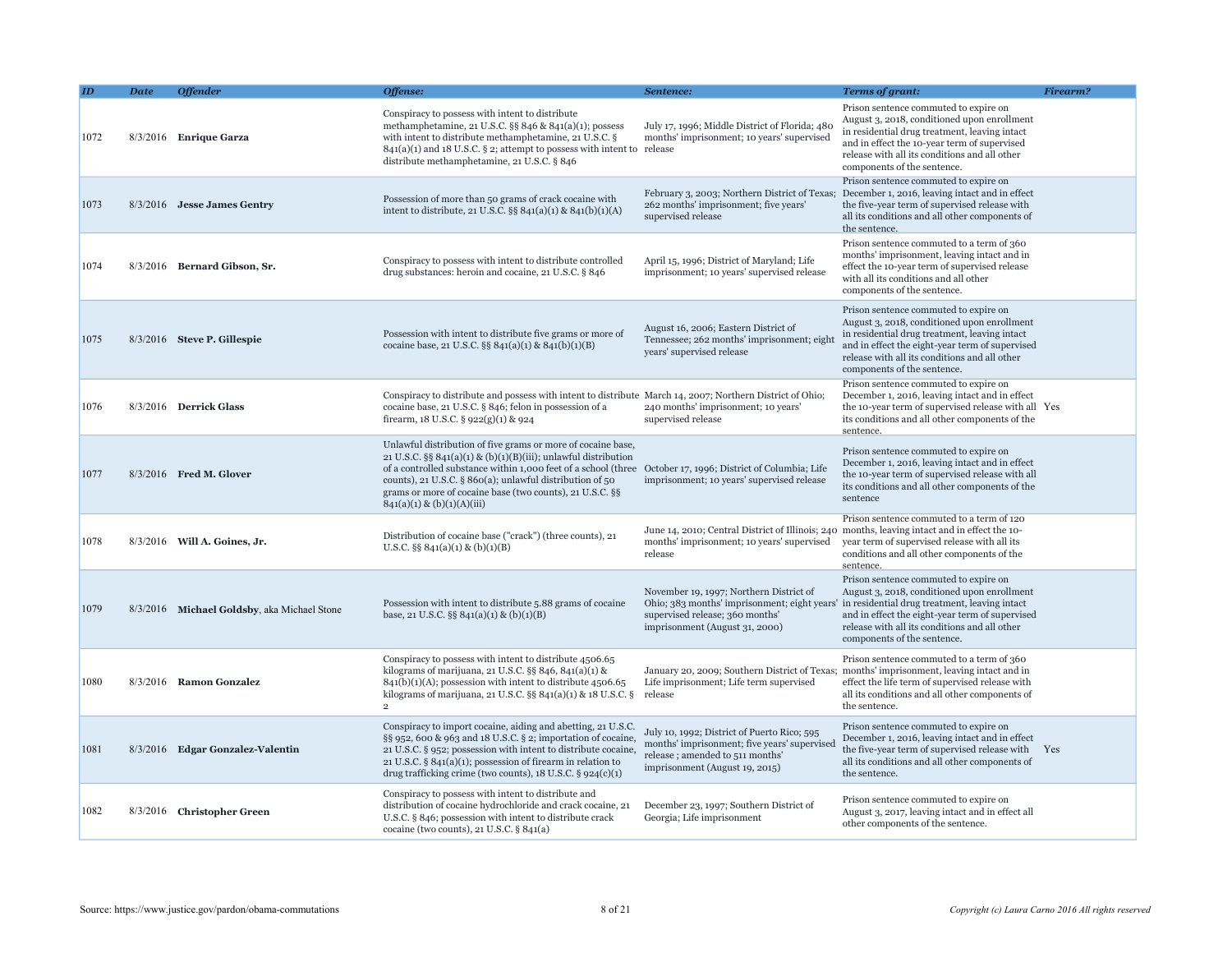| ID | Date | Offender | Offense: | Sentence: | Terms of grant: | Firearm? |
|---|---|---|---|---|---|---|
| 1072 | 8/3/2016 | **Enrique Garza** | Conspiracy to possess with intent to distribute methamphetamine, 21 U.S.C. §§ 846 & 841(a)(1); possess with intent to distribute methamphetamine, 21 U.S.C. § 841(a)(1) and 18 U.S.C. § 2; attempt to possess with intent to distribute methamphetamine, 21 U.S.C. § 846 | July 17, 1996; Middle District of Florida; 480 months' imprisonment; 10 years' supervised release | Prison sentence commuted to expire on August 3, 2018, conditioned upon enrollment in residential drug treatment, leaving intact and in effect the 10-year term of supervised release with all its conditions and all other components of the sentence. | |
| 1073 | 8/3/2016 | **Jesse James Gentry** | Possession of more than 50 grams of crack cocaine with intent to distribute, 21 U.S.C. §§ 841(a)(1) & 841(b)(1)(A) | February 3, 2003; Northern District of Texas; 262 months' imprisonment; five years' supervised release | Prison sentence commuted to expire on December 1, 2016, leaving intact and in effect the five-year term of supervised release with all its conditions and all other components of the sentence. | |
| 1074 | 8/3/2016 | **Bernard Gibson, Sr.** | Conspiracy to possess with intent to distribute controlled drug substances: heroin and cocaine, 21 U.S.C. § 846 | April 15, 1996; District of Maryland; Life imprisonment; 10 years' supervised release | Prison sentence commuted to a term of 360 months' imprisonment, leaving intact and in effect the 10-year term of supervised release with all its conditions and all other components of the sentence. | |
| 1075 | 8/3/2016 | **Steve P. Gillespie** | Possession with intent to distribute five grams or more of cocaine base, 21 U.S.C. §§ 841(a)(1) & 841(b)(1)(B) | August 16, 2006; Eastern District of Tennessee; 262 months' imprisonment; eight years' supervised release | Prison sentence commuted to expire on August 3, 2018, conditioned upon enrollment in residential drug treatment, leaving intact and in effect the eight-year term of supervised release with all its conditions and all other components of the sentence. | |
| 1076 | 8/3/2016 | **Derrick Glass** | Conspiracy to distribute and possess with intent to distribute cocaine base, 21 U.S.C. § 846; felon in possession of a firearm, 18 U.S.C. § 922(g)(1) & 924 | March 14, 2007; Northern District of Ohio; 240 months' imprisonment; 10 years' supervised release | Prison sentence commuted to expire on December 1, 2016, leaving intact and in effect the 10-year term of supervised release with all its conditions and all other components of the sentence. | Yes |
| 1077 | 8/3/2016 | **Fred M. Glover** | Unlawful distribution of five grams or more of cocaine base, 21 U.S.C. §§ 841(a)(1) & (b)(1)(B)(iii); unlawful distribution of a controlled substance within 1,000 feet of a school (three counts), 21 U.S.C. § 860(a); unlawful distribution of 50 grams or more of cocaine base (two counts), 21 U.S.C. §§ 841(a)(1) & (b)(1)(A)(iii) | October 17, 1996; District of Columbia; Life imprisonment; 10 years' supervised release | Prison sentence commuted to expire on December 1, 2016, leaving intact and in effect the 10-year term of supervised release with all its conditions and all other components of the sentence | |
| 1078 | 8/3/2016 | **Will A. Goines, Jr.** | Distribution of cocaine base ("crack") (three counts), 21 U.S.C. §§ 841(a)(1) & (b)(1)(B) | June 14, 2010; Central District of Illinois; 240 months' imprisonment; 10 years' supervised release | Prison sentence commuted to a term of 120 months, leaving intact and in effect the 10-year term of supervised release with all its conditions and all other components of the sentence. | |
| 1079 | 8/3/2016 | **Michael Goldsby**, aka Michael Stone | Possession with intent to distribute 5.88 grams of cocaine base, 21 U.S.C. §§ 841(a)(1) & (b)(1)(B) | November 19, 1997; Northern District of Ohio; 383 months' imprisonment; eight years' supervised release; 360 months' imprisonment (August 31, 2000) | Prison sentence commuted to expire on August 3, 2018, conditioned upon enrollment in residential drug treatment, leaving intact and in effect the eight-year term of supervised release with all its conditions and all other components of the sentence. | |
| 1080 | 8/3/2016 | **Ramon Gonzalez** | Conspiracy to possess with intent to distribute 4506.65 kilograms of marijuana, 21 U.S.C. §§ 846, 841(a)(1) & 841(b)(1)(A); possession with intent to distribute 4506.65 kilograms of marijuana, 21 U.S.C. §§ 841(a)(1) & 18 U.S.C. § 2 | January 20, 2009; Southern District of Texas; Life imprisonment; Life term supervised release | Prison sentence commuted to a term of 360 months' imprisonment, leaving intact and in effect the life term of supervised release with all its conditions and all other components of the sentence. | |
| 1081 | 8/3/2016 | **Edgar Gonzalez-Valentin** | Conspiracy to import cocaine, aiding and abetting, 21 U.S.C. §§ 952, 600 & 963 and 18 U.S.C. § 2; importation of cocaine, 21 U.S.C. § 952; possession with intent to distribute cocaine, 21 U.S.C. § 841(a)(1); possession of firearm in relation to drug trafficking crime (two counts), 18 U.S.C. § 924(c)(1) | July 10, 1992; District of Puerto Rico; 595 months' imprisonment; five years' supervised release ; amended to 511 months' imprisonment (August 19, 2015) | Prison sentence commuted to expire on December 1, 2016, leaving intact and in effect the five-year term of supervised release with all its conditions and all other components of the sentence. | Yes |
| 1082 | 8/3/2016 | **Christopher Green** | Conspiracy to possess with intent to distribute and distribution of cocaine hydrochloride and crack cocaine, 21 U.S.C. § 846; possession with intent to distribute crack cocaine (two counts), 21 U.S.C. § 841(a) | December 23, 1997; Southern District of Georgia; Life imprisonment | Prison sentence commuted to expire on August 3, 2017, leaving intact and in effect all other components of the sentence. | |

Source: https://www.justice.gov/pardon/obama-commutations

*Copyright (c) Laura Carno 2016 All rights reserved*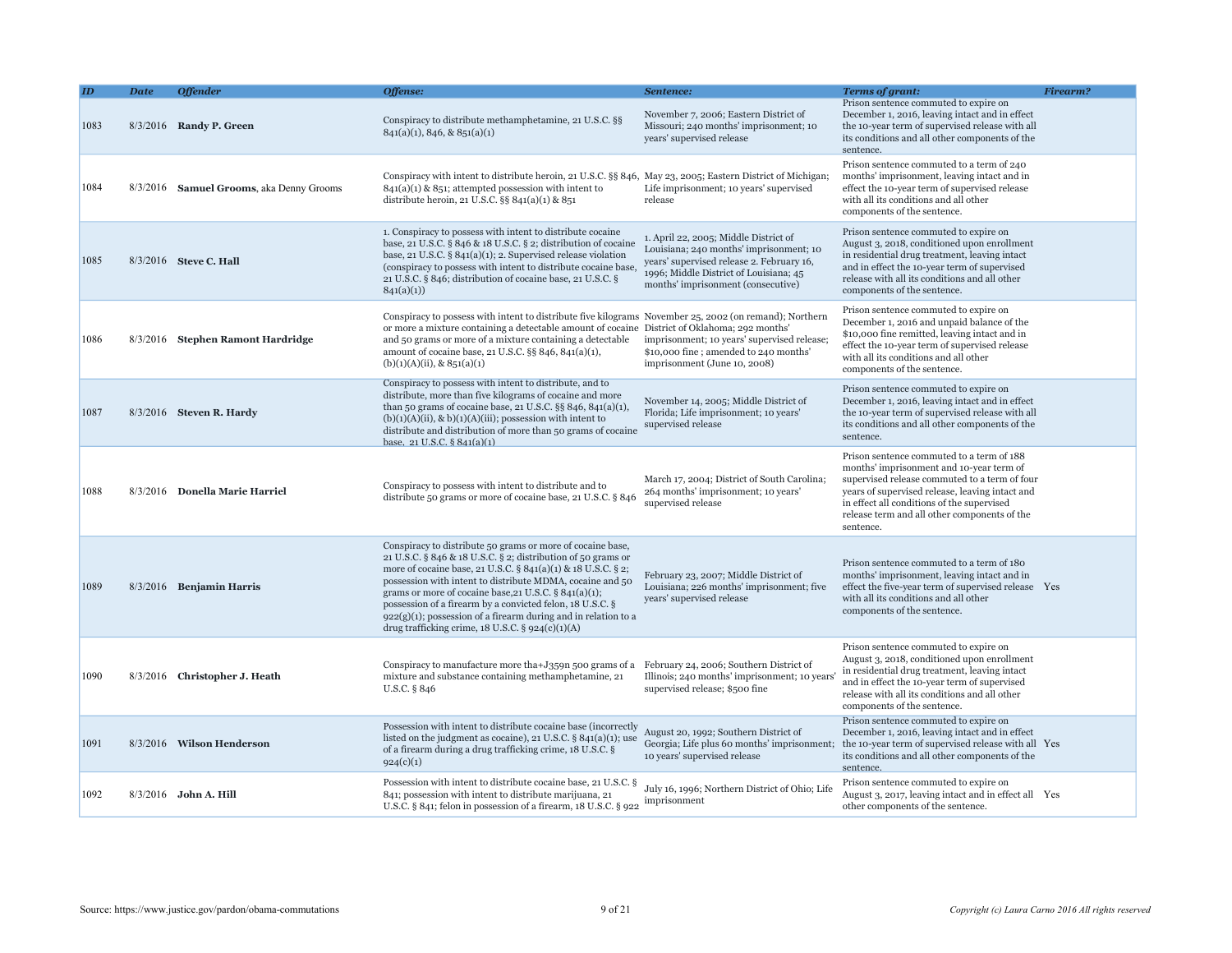| ID | Date | Offender | Offense: | Sentence: | Terms of grant: | Firearm? |
|---|---|---|---|---|---|---|
| 1083 | 8/3/2016 | **Randy P. Green** | Conspiracy to distribute methamphetamine, 21 U.S.C. §§ 841(a)(1), 846, & 851(a)(1) | November 7, 2006; Eastern District of Missouri; 240 months' imprisonment; 10 years' supervised release | Prison sentence commuted to expire on December 1, 2016, leaving intact and in effect the 10-year term of supervised release with all its conditions and all other components of the sentence. | |
| 1084 | 8/3/2016 | **Samuel Grooms**, aka Denny Grooms | Conspiracy with intent to distribute heroin, 21 U.S.C. §§ 846, 841(a)(1) & 851; attempted possession with intent to distribute heroin, 21 U.S.C. §§ 841(a)(1) & 851 | May 23, 2005; Eastern District of Michigan; Life imprisonment; 10 years' supervised release | Prison sentence commuted to a term of 240 months' imprisonment, leaving intact and in effect the 10-year term of supervised release with all its conditions and all other components of the sentence. | |
| 1085 | 8/3/2016 | **Steve C. Hall** | 1. Conspiracy to possess with intent to distribute cocaine base, 21 U.S.C. § 846 & 18 U.S.C. § 2; distribution of cocaine base, 21 U.S.C. § 841(a)(1); 2. Supervised release violation (conspiracy to possess with intent to distribute cocaine base, 21 U.S.C. § 846; distribution of cocaine base, 21 U.S.C. § 841(a)(1)) | 1. April 22, 2005; Middle District of Louisiana; 240 months' imprisonment; 10 years' supervised release 2. February 16, 1996; Middle District of Louisiana; 45 months' imprisonment (consecutive) | Prison sentence commuted to expire on August 3, 2018, conditioned upon enrollment in residential drug treatment, leaving intact and in effect the 10-year term of supervised release with all its conditions and all other components of the sentence. | |
| 1086 | 8/3/2016 | **Stephen Ramont Hardridge** | Conspiracy to possess with intent to distribute five kilograms or more a mixture containing a detectable amount of cocaine and 50 grams or more of a mixture containing a detectable amount of cocaine base, 21 U.S.C. §§ 846, 841(a)(1), (b)(1)(A)(ii), & 851(a)(1) | November 25, 2002 (on remand); Northern District of Oklahoma; 292 months' imprisonment; 10 years' supervised release; $10,000 fine ; amended to 240 months' imprisonment (June 10, 2008) | Prison sentence commuted to expire on December 1, 2016 and unpaid balance of the $10,000 fine remitted, leaving intact and in effect the 10-year term of supervised release with all its conditions and all other components of the sentence. | |
| 1087 | 8/3/2016 | **Steven R. Hardy** | Conspiracy to possess with intent to distribute, and to distribute, more than five kilograms of cocaine and more than 50 grams of cocaine base, 21 U.S.C. §§ 846, 841(a)(1), (b)(1)(A)(ii), & b)(1)(A)(iii); possession with intent to distribute and distribution of more than 50 grams of cocaine base, 21 U.S.C. § 841(a)(1) | November 14, 2005; Middle District of Florida; Life imprisonment; 10 years' supervised release | Prison sentence commuted to expire on December 1, 2016, leaving intact and in effect the 10-year term of supervised release with all its conditions and all other components of the sentence. | |
| 1088 | 8/3/2016 | **Donella Marie Harriel** | Conspiracy to possess with intent to distribute and to distribute 50 grams or more of cocaine base, 21 U.S.C. § 846 | March 17, 2004; District of South Carolina; 264 months' imprisonment; 10 years' supervised release | Prison sentence commuted to a term of 188 months' imprisonment and 10-year term of supervised release commuted to a term of four years of supervised release, leaving intact and in effect all conditions of the supervised release term and all other components of the sentence. | |
| 1089 | 8/3/2016 | **Benjamin Harris** | Conspiracy to distribute 50 grams or more of cocaine base, 21 U.S.C. § 846 & 18 U.S.C. § 2; distribution of 50 grams or more of cocaine base, 21 U.S.C. § 841(a)(1) & 18 U.S.C. § 2; possession with intent to distribute MDMA, cocaine and 50 grams or more of cocaine base,21 U.S.C. § 841(a)(1); possession of a firearm by a convicted felon, 18 U.S.C. § 922(g)(1); possession of a firearm during and in relation to a drug trafficking crime, 18 U.S.C. § 924(c)(1)(A) | February 23, 2007; Middle District of Louisiana; 226 months' imprisonment; five years' supervised release | Prison sentence commuted to a term of 180 months' imprisonment, leaving intact and in effect the five-year term of supervised release with all its conditions and all other components of the sentence. | Yes |
| 1090 | 8/3/2016 | **Christopher J. Heath** | Conspiracy to manufacture more tha+J359n 500 grams of a mixture and substance containing methamphetamine, 21 U.S.C. § 846 | February 24, 2006; Southern District of Illinois; 240 months' imprisonment; 10 years' supervised release; $500 fine | Prison sentence commuted to expire on August 3, 2018, conditioned upon enrollment in residential drug treatment, leaving intact and in effect the 10-year term of supervised release with all its conditions and all other components of the sentence. | |
| 1091 | 8/3/2016 | **Wilson Henderson** | Possession with intent to distribute cocaine base (incorrectly listed on the judgment as cocaine), 21 U.S.C. § 841(a)(1); use of a firearm during a drug trafficking crime, 18 U.S.C. § 924(c)(1) | August 20, 1992; Southern District of Georgia; Life plus 60 months' imprisonment; 10 years' supervised release | Prison sentence commuted to expire on December 1, 2016, leaving intact and in effect the 10-year term of supervised release with all its conditions and all other components of the sentence. | Yes |
| 1092 | 8/3/2016 | **John A. Hill** | Possession with intent to distribute cocaine base, 21 U.S.C. § 841; possession with intent to distribute marijuana, 21 U.S.C. § 841; felon in possession of a firearm, 18 U.S.C. § 922 | July 16, 1996; Northern District of Ohio; Life imprisonment | Prison sentence commuted to expire on August 3, 2017, leaving intact and in effect all other components of the sentence. | Yes |

Source: https://www.justice.gov/pardon/obama-commutations

*Copyright (c) Laura Carno 2016 All rights reserved*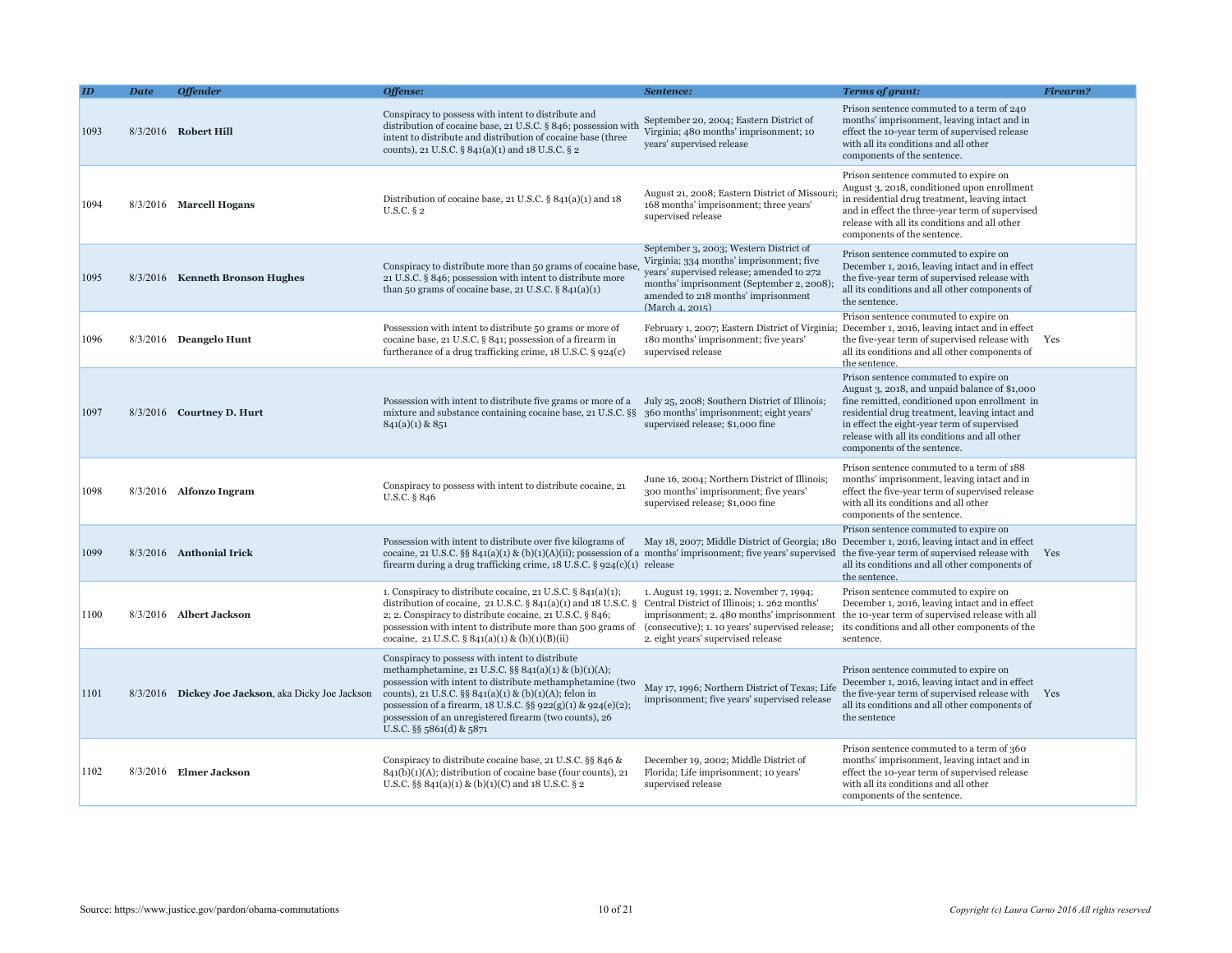| ID | Date | Offender | Offense: | Sentence: | Terms of grant: | Firearm? |
|---|---|---|---|---|---|---|
| 1093 | 8/3/2016 | **Robert Hill** | Conspiracy to possess with intent to distribute and distribution of cocaine base, 21 U.S.C. § 846; possession with intent to distribute and distribution of cocaine base (three counts), 21 U.S.C. § 841(a)(1) and 18 U.S.C. § 2 | September 20, 2004; Eastern District of Virginia; 480 months' imprisonment; 10 years' supervised release | Prison sentence commuted to a term of 240 months' imprisonment, leaving intact and in effect the 10-year term of supervised release with all its conditions and all other components of the sentence. | |
| 1094 | 8/3/2016 | **Marcell Hogans** | Distribution of cocaine base, 21 U.S.C. § 841(a)(1) and 18 U.S.C. § 2 | August 21, 2008; Eastern District of Missouri; 168 months' imprisonment; three years' supervised release | Prison sentence commuted to expire on August 3, 2018, conditioned upon enrollment in residential drug treatment, leaving intact and in effect the three-year term of supervised release with all its conditions and all other components of the sentence. | |
| 1095 | 8/3/2016 | **Kenneth Bronson Hughes** | Conspiracy to distribute more than 50 grams of cocaine base, 21 U.S.C. § 846; possession with intent to distribute more than 50 grams of cocaine base, 21 U.S.C. § 841(a)(1) | September 3, 2003; Western District of Virginia; 334 months' imprisonment; five years' supervised release; amended to 272 months' imprisonment (September 2, 2008); amended to 218 months' imprisonment (March 4, 2015) | Prison sentence commuted to expire on December 1, 2016, leaving intact and in effect the five-year term of supervised release with all its conditions and all other components of the sentence. | |
| 1096 | 8/3/2016 | **Deangelo Hunt** | Possession with intent to distribute 50 grams or more of cocaine base, 21 U.S.C. § 841; possession of a firearm in furtherance of a drug trafficking crime, 18 U.S.C. § 924(c) | February 1, 2007; Eastern District of Virginia; 180 months' imprisonment; five years' supervised release | Prison sentence commuted to expire on December 1, 2016, leaving intact and in effect the five-year term of supervised release with all its conditions and all other components of the sentence. | Yes |
| 1097 | 8/3/2016 | **Courtney D. Hurt** | Possession with intent to distribute five grams or more of a mixture and substance containing cocaine base, 21 U.S.C. §§ 841(a)(1) & 851 | July 25, 2008; Southern District of Illinois; 360 months' imprisonment; eight years' supervised release; $1,000 fine | Prison sentence commuted to expire on August 3, 2018, and unpaid balance of $1,000 fine remitted, conditioned upon enrollment in residential drug treatment, leaving intact and in effect the eight-year term of supervised release with all its conditions and all other components of the sentence. | |
| 1098 | 8/3/2016 | **Alfonzo Ingram** | Conspiracy to possess with intent to distribute cocaine, 21 U.S.C. § 846 | June 16, 2004; Northern District of Illinois; 300 months' imprisonment; five years' supervised release; $1,000 fine | Prison sentence commuted to a term of 188 months' imprisonment, leaving intact and in effect the five-year term of supervised release with all its conditions and all other components of the sentence. | |
| 1099 | 8/3/2016 | **Anthonial Irick** | Possession with intent to distribute over five kilograms of cocaine, 21 U.S.C. §§ 841(a)(1) & (b)(1)(A)(ii); possession of a firearm during a drug trafficking crime, 18 U.S.C. § 924(c)(1) | May 18, 2007; Middle District of Georgia; 180 months' imprisonment; five years' supervised release | Prison sentence commuted to expire on December 1, 2016, leaving intact and in effect the five-year term of supervised release with all its conditions and all other components of the sentence. | Yes |
| 1100 | 8/3/2016 | **Albert Jackson** | 1. Conspiracy to distribute cocaine, 21 U.S.C. § 841(a)(1); distribution of cocaine, 21 U.S.C. § 841(a)(1) and 18 U.S.C. § 2; 2. Conspiracy to distribute cocaine, 21 U.S.C. § 846; possession with intent to distribute more than 500 grams of cocaine, 21 U.S.C. § 841(a)(1) & (b)(1)(B)(ii) | 1. August 19, 1991; 2. November 7, 1994; Central District of Illinois; 1. 262 months' imprisonment; 2. 480 months' imprisonment (consecutive); 1. 10 years' supervised release; 2. eight years' supervised release | Prison sentence commuted to expire on December 1, 2016, leaving intact and in effect the 10-year term of supervised release with all its conditions and all other components of the sentence. | |
| 1101 | 8/3/2016 | **Dickey Joe Jackson**, aka Dicky Joe Jackson | Conspiracy to possess with intent to distribute methamphetamine, 21 U.S.C. §§ 841(a)(1) & (b)(1)(A); possession with intent to distribute methamphetamine (two counts), 21 U.S.C. §§ 841(a)(1) & (b)(1)(A); felon in possession of a firearm, 18 U.S.C. §§ 922(g)(1) & 924(e)(2); possession of an unregistered firearm (two counts), 26 U.S.C. §§ 5861(d) & 5871 | May 17, 1996; Northern District of Texas; Life imprisonment; five years' supervised release | Prison sentence commuted to expire on December 1, 2016, leaving intact and in effect the five-year term of supervised release with all its conditions and all other components of the sentence | Yes |
| 1102 | 8/3/2016 | **Elmer Jackson** | Conspiracy to distribute cocaine base, 21 U.S.C. §§ 846 & 841(b)(1)(A); distribution of cocaine base (four counts), 21 U.S.C. §§ 841(a)(1) & (b)(1)(C) and 18 U.S.C. § 2 | December 19, 2002; Middle District of Florida; Life imprisonment; 10 years' supervised release | Prison sentence commuted to a term of 360 months' imprisonment, leaving intact and in effect the 10-year term of supervised release with all its conditions and all other components of the sentence. | |

Source: https://www.justice.gov/pardon/obama-commutations

*Copyright (c) Laura Carno 2016 All rights reserved*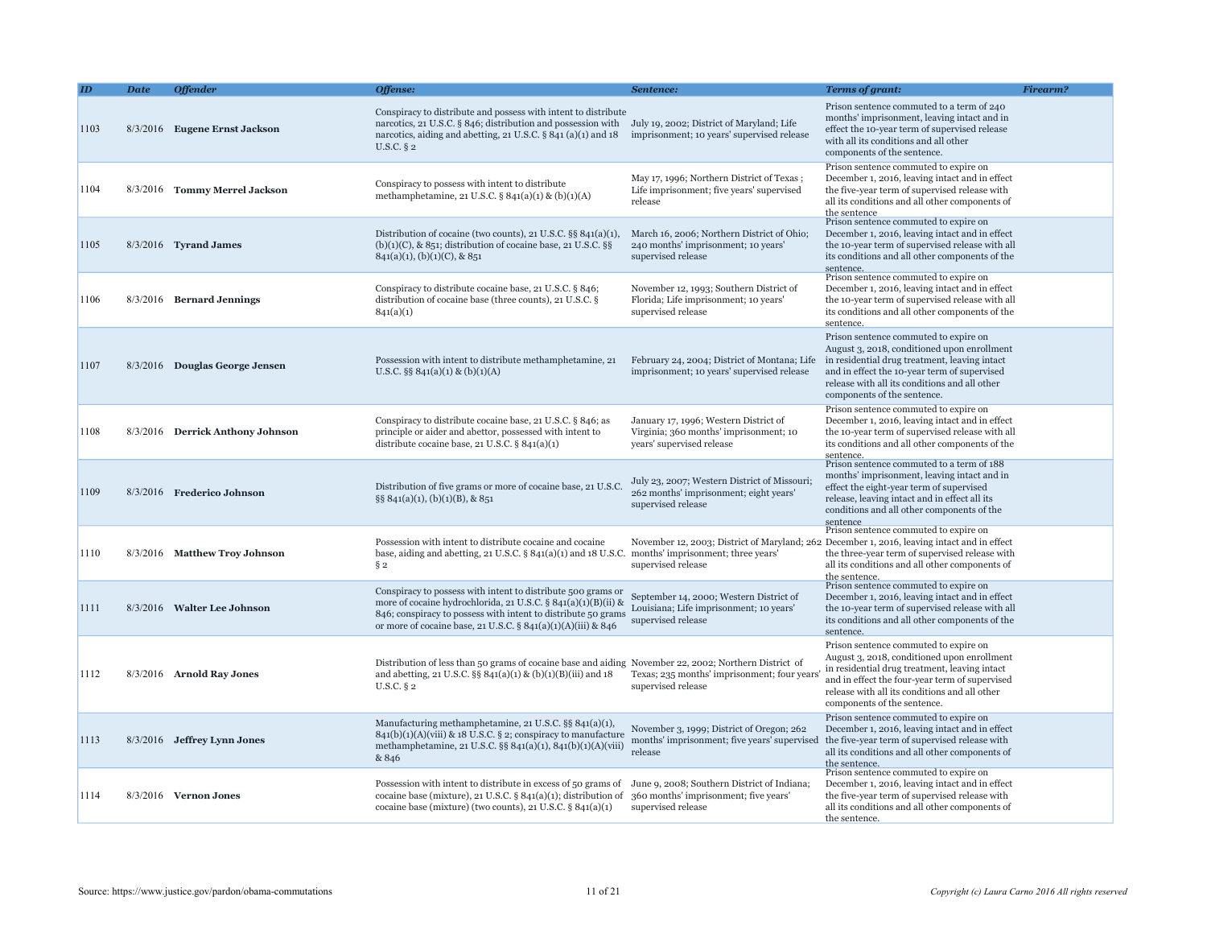| ID | Date | Offender | Offense: | Sentence: | Terms of grant: | Firearm? |
|---|---|---|---|---|---|---|
| 1103 | 8/3/2016 | **Eugene Ernst Jackson** | Conspiracy to distribute and possess with intent to distribute narcotics, 21 U.S.C. § 846; distribution and possession with narcotics, aiding and abetting, 21 U.S.C. § 841 (a)(1) and 18 U.S.C. § 2 | July 19, 2002; District of Maryland; Life imprisonment; 10 years' supervised release | Prison sentence commuted to a term of 240 months' imprisonment, leaving intact and in effect the 10-year term of supervised release with all its conditions and all other components of the sentence. | |
| 1104 | 8/3/2016 | **Tommy Merrel Jackson** | Conspiracy to possess with intent to distribute methamphetamine, 21 U.S.C. § 841(a)(1) & (b)(1)(A) | May 17, 1996; Northern District of Texas ; Life imprisonment; five years' supervised release | Prison sentence commuted to expire on December 1, 2016, leaving intact and in effect the five-year term of supervised release with all its conditions and all other components of the sentence | |
| 1105 | 8/3/2016 | **Tyrand James** | Distribution of cocaine (two counts), 21 U.S.C. §§ 841(a)(1), (b)(1)(C), & 851; distribution of cocaine base, 21 U.S.C. §§ 841(a)(1), (b)(1)(C), & 851 | March 16, 2006; Northern District of Ohio; 240 months' imprisonment; 10 years' supervised release | Prison sentence commuted to expire on December 1, 2016, leaving intact and in effect the 10-year term of supervised release with all its conditions and all other components of the sentence. | |
| 1106 | 8/3/2016 | **Bernard Jennings** | Conspiracy to distribute cocaine base, 21 U.S.C. § 846; distribution of cocaine base (three counts), 21 U.S.C. § 841(a)(1) | November 12, 1993; Southern District of Florida; Life imprisonment; 10 years' supervised release | Prison sentence commuted to expire on December 1, 2016, leaving intact and in effect the 10-year term of supervised release with all its conditions and all other components of the sentence. | |
| 1107 | 8/3/2016 | **Douglas George Jensen** | Possession with intent to distribute methamphetamine, 21 U.S.C. §§ 841(a)(1) & (b)(1)(A) | February 24, 2004; District of Montana; Life imprisonment; 10 years' supervised release | Prison sentence commuted to expire on August 3, 2018, conditioned upon enrollment in residential drug treatment, leaving intact and in effect the 10-year term of supervised release with all its conditions and all other components of the sentence. | |
| 1108 | 8/3/2016 | **Derrick Anthony Johnson** | Conspiracy to distribute cocaine base, 21 U.S.C. § 846; as principle or aider and abettor, possessed with intent to distribute cocaine base, 21 U.S.C. § 841(a)(1) | January 17, 1996; Western District of Virginia; 360 months' imprisonment; 10 years' supervised release | Prison sentence commuted to expire on December 1, 2016, leaving intact and in effect the 10-year term of supervised release with all its conditions and all other components of the sentence. | |
| 1109 | 8/3/2016 | **Frederico Johnson** | Distribution of five grams or more of cocaine base, 21 U.S.C. §§ 841(a)(1), (b)(1)(B), & 851 | July 23, 2007; Western District of Missouri; 262 months' imprisonment; eight years' supervised release | Prison sentence commuted to a term of 188 months' imprisonment, leaving intact and in effect the eight-year term of supervised release, leaving intact and in effect all its conditions and all other components of the sentence | |
| 1110 | 8/3/2016 | **Matthew Troy Johnson** | Possession with intent to distribute cocaine and cocaine base, aiding and abetting, 21 U.S.C. § 841(a)(1) and 18 U.S.C. § 2 | November 12, 2003; District of Maryland; 262 months' imprisonment; three years' supervised release | Prison sentence commuted to expire on December 1, 2016, leaving intact and in effect the three-year term of supervised release with all its conditions and all other components of the sentence. | |
| 1111 | 8/3/2016 | **Walter Lee Johnson** | Conspiracy to possess with intent to distribute 500 grams or more of cocaine hydrochlorida, 21 U.S.C. § 841(a)(1)(B)(ii) & 846; conspiracy to possess with intent to distribute 50 grams or more of cocaine base, 21 U.S.C. § 841(a)(1)(A)(iii) & 846 | September 14, 2000; Western District of Louisiana; Life imprisonment; 10 years' supervised release | Prison sentence commuted to expire on December 1, 2016, leaving intact and in effect the 10-year term of supervised release with all its conditions and all other components of the sentence. | |
| 1112 | 8/3/2016 | **Arnold Ray Jones** | Distribution of less than 50 grams of cocaine base and aiding and abetting, 21 U.S.C. §§ 841(a)(1) & (b)(1)(B)(iii) and 18 U.S.C. § 2 | November 22, 2002; Northern District of Texas; 235 months' imprisonment; four years' supervised release | Prison sentence commuted to expire on August 3, 2018, conditioned upon enrollment in residential drug treatment, leaving intact and in effect the four-year term of supervised release with all its conditions and all other components of the sentence. | |
| 1113 | 8/3/2016 | **Jeffrey Lynn Jones** | Manufacturing methamphetamine, 21 U.S.C. §§ 841(a)(1), 841(b)(1)(A)(viii) & 18 U.S.C. § 2; conspiracy to manufacture methamphetamine, 21 U.S.C. §§ 841(a)(1), 841(b)(1)(A)(viii) & 846 | November 3, 1999; District of Oregon; 262 months' imprisonment; five years' supervised release | Prison sentence commuted to expire on December 1, 2016, leaving intact and in effect the five-year term of supervised release with all its conditions and all other components of the sentence. | |
| 1114 | 8/3/2016 | **Vernon Jones** | Possession with intent to distribute in excess of 50 grams of cocaine base (mixture), 21 U.S.C. § 841(a)(1); distribution of cocaine base (mixture) (two counts), 21 U.S.C. § 841(a)(1) | June 9, 2008; Southern District of Indiana; 360 months' imprisonment; five years' supervised release | Prison sentence commuted to expire on December 1, 2016, leaving intact and in effect the five-year term of supervised release with all its conditions and all other components of the sentence. | |

Source: https://www.justice.gov/pardon/obama-commutations

*Copyright (c) Laura Carno 2016 All rights reserved*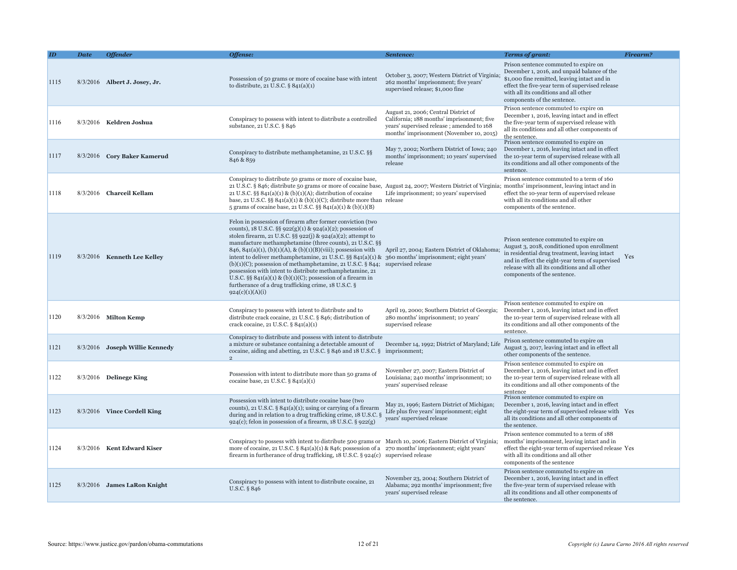| ID | Date | Offender | Offense: | Sentence: | Terms of grant: | Firearm? |
|---|---|---|---|---|---|---|
| 1115 | 8/3/2016 | **Albert J. Josey, Jr.** | Possession of 50 grams or more of cocaine base with intent to distribute, 21 U.S.C. § 841(a)(1) | October 3, 2007; Western District of Virginia; 262 months' imprisonment; five years' supervised release; $1,000 fine | Prison sentence commuted to expire on December 1, 2016, and unpaid balance of the $1,000 fine remitted, leaving intact and in effect the five-year term of supervised release with all its conditions and all other components of the sentence. | |
| 1116 | 8/3/2016 | **Keldren Joshua** | Conspiracy to possess with intent to distribute a controlled substance, 21 U.S.C. § 846 | August 21, 2006; Central District of California; 188 months' imprisonment; five years' supervised release ; amended to 168 months' imprisonment (November 10, 2015) | Prison sentence commuted to expire on December 1, 2016, leaving intact and in effect the five-year term of supervised release with all its conditions and all other components of the sentence. | |
| 1117 | 8/3/2016 | **Cory Baker Kamerud** | Conspiracy to distribute methamphetamine, 21 U.S.C. §§ 846 & 859 | May 7, 2002; Northern District of Iowa; 240 months' imprisonment; 10 years' supervised release | Prison sentence commuted to expire on December 1, 2016, leaving intact and in effect the 10-year term of supervised release with all its conditions and all other components of the sentence. | |
| 1118 | 8/3/2016 | **Charceil Kellam** | Conspiracy to distribute 50 grams or more of cocaine base, 21 U.S.C. § 846; distribute 50 grams or more of cocaine base, 21 U.S.C. §§ 841(a)(1) & (b)(1)(A); distribution of cocaine base, 21 U.S.C. §§ 841(a)(1) & (b)(1)(C); distribute more than 5 grams of cocaine base, 21 U.S.C. §§ 841(a)(1) & (b)(1)(B) | August 24, 2007; Western District of Virginia; Life imprisonment; 10 years' supervised release | Prison sentence commuted to a term of 160 months' imprisonment, leaving intact and in effect the 10-year term of supervised release with all its conditions and all other components of the sentence. | |
| 1119 | 8/3/2016 | **Kenneth Lee Kelley** | Felon in possession of firearm after former conviction (two counts), 18 U.S.C. §§ 922(g)(1) & 924(a)(2); possession of stolen firearm, 21 U.S.C. §§ 922(j) & 924(a)(2); attempt to manufacture methamphetamine (three counts), 21 U.S.C. §§ 846, 841(a)(1), (b)(1)(A), & (b)(1)(B)(viii); possession with intent to deliver methamphetamine, 21 U.S.C. §§ 841(a)(1) & (b)(1)(C); possession of methamphetamine, 21 U.S.C. § 844; possession with intent to distribute methamphetamine, 21 U.S.C. §§ 841(a)(1) & (b)(1)(C); possession of a firearm in furtherance of a drug trafficking crime, 18 U.S.C. § 924(c)(1)(A)(i) | April 27, 2004; Eastern District of Oklahoma; 360 months' imprisonment; eight years' supervised release | Prison sentence commuted to expire on August 3, 2018, conditioned upon enrollment in residential drug treatment, leaving intact and in effect the eight-year term of supervised release with all its conditions and all other components of the sentence. | Yes |
| 1120 | 8/3/2016 | **Milton Kemp** | Conspiracy to possess with intent to distribute and to distribute crack cocaine, 21 U.S.C. § 846; distribution of crack cocaine, 21 U.S.C. § 841(a)(1) | April 19, 2000; Southern District of Georgia; 280 months' imprisonment; 10 years' supervised release | Prison sentence commuted to expire on December 1, 2016, leaving intact and in effect the 10-year term of supervised release with all its conditions and all other components of the sentence. | |
| 1121 | 8/3/2016 | **Joseph Willie Kennedy** | Conspiracy to distribute and possess with intent to distribute a mixture or substance containing a detectable amount of cocaine, aiding and abetting, 21 U.S.C. § 846 and 18 U.S.C. § 2 | December 14, 1992; District of Maryland; Life imprisonment; | Prison sentence commuted to expire on August 3, 2017, leaving intact and in effect all other components of the sentence. | |
| 1122 | 8/3/2016 | **Delinege King** | Possession with intent to distribute more than 50 grams of cocaine base, 21 U.S.C. § 841(a)(1) | November 27, 2007; Eastern District of Louisiana; 240 months' imprisonment; 10 years' supervised release | Prison sentence commuted to expire on December 1, 2016, leaving intact and in effect the 10-year term of supervised release with all its conditions and all other components of the sentence | |
| 1123 | 8/3/2016 | **Vince Cordell King** | Possession with intent to distribute cocaine base (two counts), 21 U.S.C. § 841(a)(1); using or carrying of a firearm during and in relation to a drug trafficking crime, 18 U.S.C. § 924(c); felon in possession of a firearm, 18 U.S.C. § 922(g) | May 21, 1996; Eastern District of Michigan; Life plus five years' imprisonment; eight years' supervised release | Prison sentence commuted to expire on December 1, 2016, leaving intact and in effect the eight-year term of supervised release with all its conditions and all other components of the sentence. | Yes |
| 1124 | 8/3/2016 | **Kent Edward Kiser** | Conspiracy to possess with intent to distribute 500 grams or more of cocaine, 21 U.S.C. § 841(a)(1) & 846; possession of a firearm in furtherance of drug trafficking, 18 U.S.C. § 924(c) | March 10, 2006; Eastern District of Virginia; 270 months' imprisonment; eight years' supervised release | Prison sentence commuted to a term of 188 months' imprisonment, leaving intact and in effect the eight-year term of supervised release with all its conditions and all other components of the sentence | Yes |
| 1125 | 8/3/2016 | **James LaRon Knight** | Conspiracy to possess with intent to distribute cocaine, 21 U.S.C. § 846 | November 23, 2004; Southern District of Alabama; 292 months' imprisonment; five years' supervised release | Prison sentence commuted to expire on December 1, 2016, leaving intact and in effect the five-year term of supervised release with all its conditions and all other components of the sentence. | |

Source: https://www.justice.gov/pardon/obama-commutations

Copyright (c) Laura Carno 2016 All rights reserved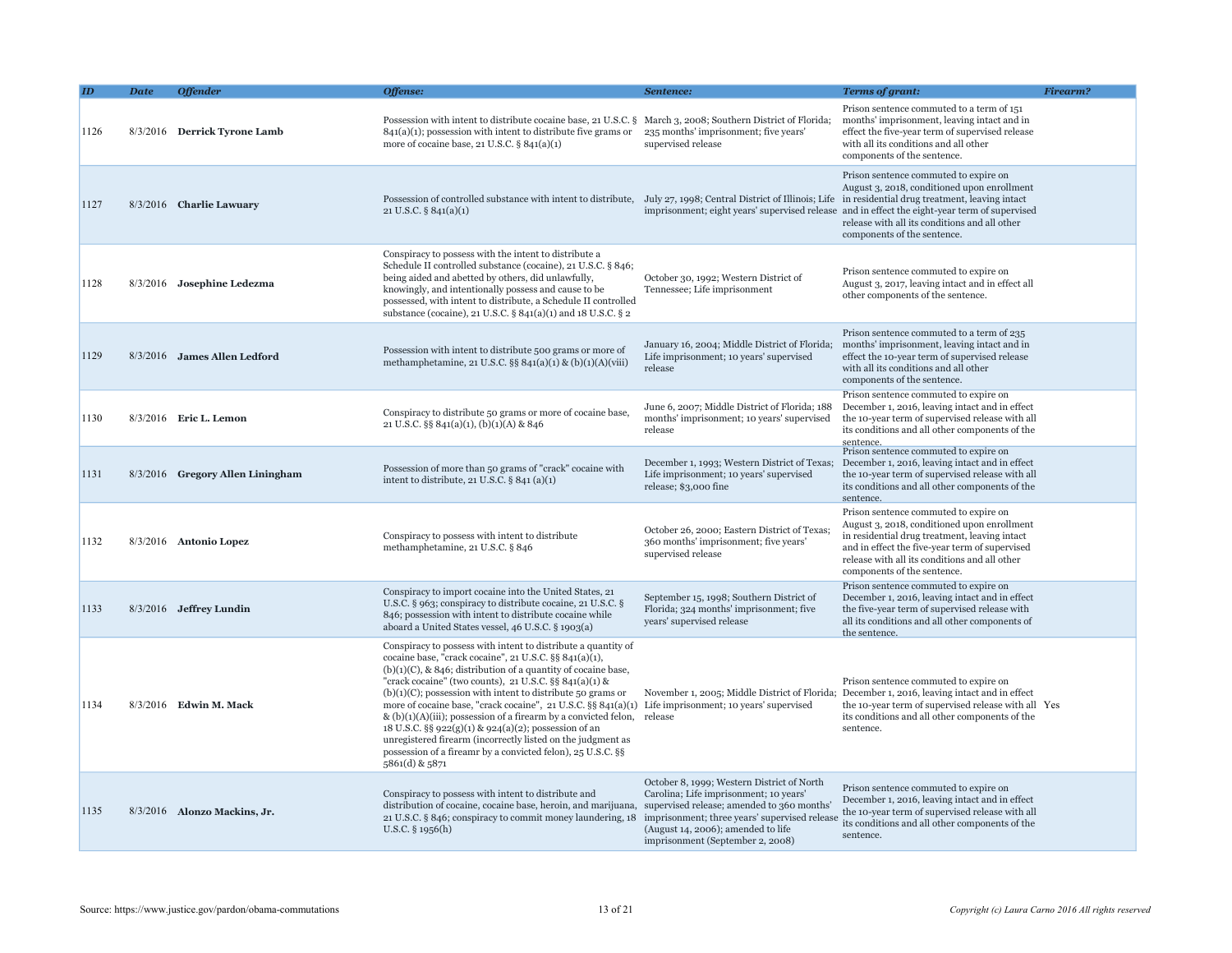| ID | Date | Offender | Offense: | Sentence: | Terms of grant: | Firearm? |
|---|---|---|---|---|---|---|
| 1126 | 8/3/2016 | **Derrick Tyrone Lamb** | Possession with intent to distribute cocaine base, 21 U.S.C. § 841(a)(1); possession with intent to distribute five grams or more of cocaine base, 21 U.S.C. § 841(a)(1) | March 3, 2008; Southern District of Florida; 235 months' imprisonment; five years' supervised release | Prison sentence commuted to a term of 151 months' imprisonment, leaving intact and in effect the five-year term of supervised release with all its conditions and all other components of the sentence. | |
| 1127 | 8/3/2016 | **Charlie Lawuary** | Possession of controlled substance with intent to distribute, 21 U.S.C. § 841(a)(1) | July 27, 1998; Central District of Illinois; Life imprisonment; eight years' supervised release | Prison sentence commuted to expire on August 3, 2018, conditioned upon enrollment in residential drug treatment, leaving intact and in effect the eight-year term of supervised release with all its conditions and all other components of the sentence. | |
| 1128 | 8/3/2016 | **Josephine Ledezma** | Conspiracy to possess with the intent to distribute a Schedule II controlled substance (cocaine), 21 U.S.C. § 846; being aided and abetted by others, did unlawfully, knowingly, and intentionally possess and cause to be possessed, with intent to distribute, a Schedule II controlled substance (cocaine), 21 U.S.C. § 841(a)(1) and 18 U.S.C. § 2 | October 30, 1992; Western District of Tennessee; Life imprisonment | Prison sentence commuted to expire on August 3, 2017, leaving intact and in effect all other components of the sentence. | |
| 1129 | 8/3/2016 | **James Allen Ledford** | Possession with intent to distribute 500 grams or more of methamphetamine, 21 U.S.C. §§ 841(a)(1) & (b)(1)(A)(viii) | January 16, 2004; Middle District of Florida; Life imprisonment; 10 years' supervised release | Prison sentence commuted to a term of 235 months' imprisonment, leaving intact and in effect the 10-year term of supervised release with all its conditions and all other components of the sentence. | |
| 1130 | 8/3/2016 | **Eric L. Lemon** | Conspiracy to distribute 50 grams or more of cocaine base, 21 U.S.C. §§ 841(a)(1), (b)(1)(A) & 846 | June 6, 2007; Middle District of Florida; 188 months' imprisonment; 10 years' supervised release | Prison sentence commuted to expire on December 1, 2016, leaving intact and in effect the 10-year term of supervised release with all its conditions and all other components of the sentence. | |
| 1131 | 8/3/2016 | **Gregory Allen Liningham** | Possession of more than 50 grams of "crack" cocaine with intent to distribute, 21 U.S.C. § 841 (a)(1) | December 1, 1993; Western District of Texas; Life imprisonment; 10 years' supervised release; $3,000 fine | Prison sentence commuted to expire on December 1, 2016, leaving intact and in effect the 10-year term of supervised release with all its conditions and all other components of the sentence. | |
| 1132 | 8/3/2016 | **Antonio Lopez** | Conspiracy to possess with intent to distribute methamphetamine, 21 U.S.C. § 846 | October 26, 2000; Eastern District of Texas; 360 months' imprisonment; five years' supervised release | Prison sentence commuted to expire on August 3, 2018, conditioned upon enrollment in residential drug treatment, leaving intact and in effect the five-year term of supervised release with all its conditions and all other components of the sentence. | |
| 1133 | 8/3/2016 | **Jeffrey Lundin** | Conspiracy to import cocaine into the United States, 21 U.S.C. § 963; conspiracy to distribute cocaine, 21 U.S.C. § 846; possession with intent to distribute cocaine while aboard a United States vessel, 46 U.S.C. § 1903(a) | September 15, 1998; Southern District of Florida; 324 months' imprisonment; five years' supervised release | Prison sentence commuted to expire on December 1, 2016, leaving intact and in effect the five-year term of supervised release with all its conditions and all other components of the sentence. | |
| 1134 | 8/3/2016 | **Edwin M. Mack** | Conspiracy to possess with intent to distribute a quantity of cocaine base, "crack cocaine", 21 U.S.C. §§ 841(a)(1), (b)(1)(C), & 846; distribution of a quantity of cocaine base, "crack cocaine" (two counts), 21 U.S.C. §§ 841(a)(1) & (b)(1)(C); possession with intent to distribute 50 grams or more of cocaine base, "crack cocaine", 21 U.S.C. §§ 841(a)(1) & (b)(1)(A)(iii); possession of a firearm by a convicted felon, 18 U.S.C. §§ 922(g)(1) & 924(a)(2); possession of an unregistered firearm (incorrectly listed on the judgment as possession of a fireamr by a convicted felon), 25 U.S.C. §§ 5861(d) & 5871 | November 1, 2005; Middle District of Florida; Life imprisonment; 10 years' supervised release | Prison sentence commuted to expire on December 1, 2016, leaving intact and in effect the 10-year term of supervised release with all its conditions and all other components of the sentence. | Yes |
| 1135 | 8/3/2016 | **Alonzo Mackins, Jr.** | Conspiracy to possess with intent to distribute and distribution of cocaine, cocaine base, heroin, and marijuana, 21 U.S.C. § 846; conspiracy to commit money laundering, 18 U.S.C. § 1956(h) | October 8, 1999; Western District of North Carolina; Life imprisonment; 10 years' supervised release; amended to 360 months' imprisonment; three years' supervised release (August 14, 2006); amended to life imprisonment (September 2, 2008) | Prison sentence commuted to expire on December 1, 2016, leaving intact and in effect the 10-year term of supervised release with all its conditions and all other components of the sentence. | |

Source: https://www.justice.gov/pardon/obama-commutations

*Copyright (c) Laura Carno 2016 All rights reserved*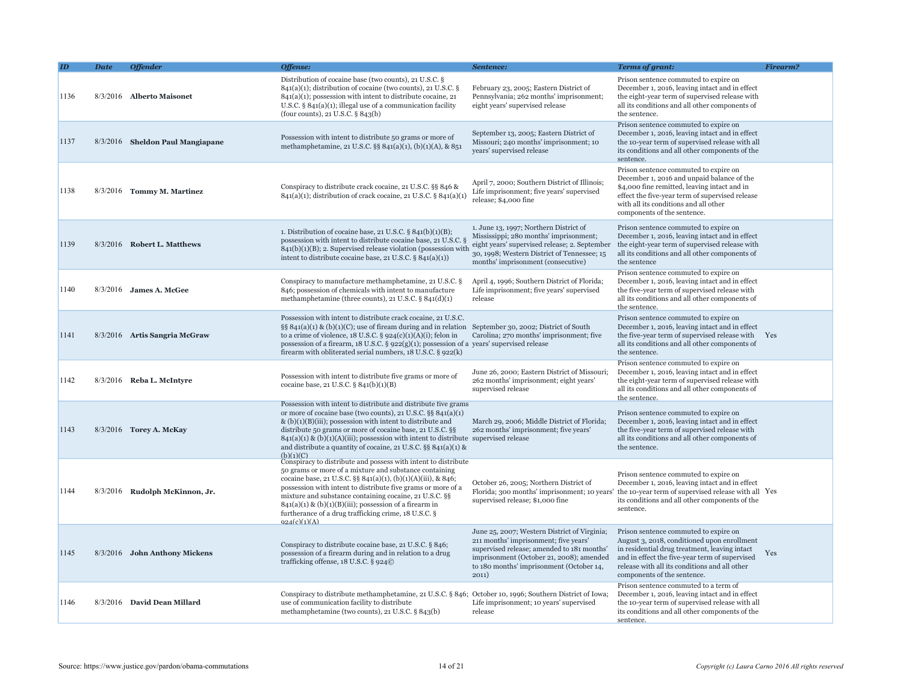| ID | Date | Offender | Offense: | Sentence: | Terms of grant: | Firearm? |
|---|---|---|---|---|---|---|
| 1136 | 8/3/2016 | **Alberto Maisonet** | Distribution of cocaine base (two counts), 21 U.S.C. § 841(a)(1); distribution of cocaine (two counts), 21 U.S.C. § 841(a)(1); possession with intent to distribute cocaine, 21 U.S.C. § 841(a)(1); illegal use of a communication facility (four counts), 21 U.S.C. § 843(b) | February 23, 2005; Eastern District of Pennsylvania; 262 months' imprisonment; eight years' supervised release | Prison sentence commuted to expire on December 1, 2016, leaving intact and in effect the eight-year term of supervised release with all its conditions and all other components of the sentence. | |
| 1137 | 8/3/2016 | **Sheldon Paul Mangiapane** | Possession with intent to distribute 50 grams or more of methamphetamine, 21 U.S.C. §§ 841(a)(1), (b)(1)(A), & 851 | September 13, 2005; Eastern District of Missouri; 240 months' imprisonment; 10 years' supervised release | Prison sentence commuted to expire on December 1, 2016, leaving intact and in effect the 10-year term of supervised release with all its conditions and all other components of the sentence. | |
| 1138 | 8/3/2016 | **Tommy M. Martinez** | Conspiracy to distribute crack cocaine, 21 U.S.C. §§ 846 & 841(a)(1); distribution of crack cocaine, 21 U.S.C. § 841(a)(1) | April 7, 2000; Southern District of Illinois; Life imprisonment; five years' supervised release; $4,000 fine | Prison sentence commuted to expire on December 1, 2016 and unpaid balance of the $4,000 fine remitted, leaving intact and in effect the five-year term of supervised release with all its conditions and all other components of the sentence. | |
| 1139 | 8/3/2016 | **Robert L. Matthews** | 1. Distribution of cocaine base, 21 U.S.C. § 841(b)(1)(B); possession with intent to distribute cocaine base, 21 U.S.C. § 841(b)(1)(B); 2. Supervised release violation (possession with intent to distribute cocaine base, 21 U.S.C. § 841(a)(1)) | 1. June 13, 1997; Northern District of Mississippi; 280 months' imprisonment; eight years' supervised release; 2. September 30, 1998; Western District of Tennessee; 15 months' imprisonment (consecutive) | Prison sentence commuted to expire on December 1, 2016, leaving intact and in effect the eight-year term of supervised release with all its conditions and all other components of the sentence | |
| 1140 | 8/3/2016 | **James A. McGee** | Conspiracy to manufacture methamphetamine, 21 U.S.C. § 846; possession of chemicals with intent to manufacture methamphetamine (three counts), 21 U.S.C. § 841(d)(1) | April 4, 1996; Southern District of Florida; Life imprisonment; five years' supervised release | Prison sentence commuted to expire on December 1, 2016, leaving intact and in effect the five-year term of supervised release with all its conditions and all other components of the sentence. | |
| 1141 | 8/3/2016 | **Artis Sangria McGraw** | Possession with intent to distribute crack cocaine, 21 U.S.C. §§ 841(a)(1) & (b)(1)(C); use of firearm during and in relation to a crime of violence, 18 U.S.C. § 924(c)(1)(A)(i); felon in possession of a firearm, 18 U.S.C. § 922(g)(1); possession of a firearm with obliterated serial numbers, 18 U.S.C. § 922(k) | September 30, 2002; District of South Carolina; 270 months' imprisonment; five years' supervised release | Prison sentence commuted to expire on December 1, 2016, leaving intact and in effect the five-year term of supervised release with all its conditions and all other components of the sentence. | Yes |
| 1142 | 8/3/2016 | **Reba L. McIntyre** | Possession with intent to distribute five grams or more of cocaine base, 21 U.S.C. § 841(b)(1)(B) | June 26, 2000; Eastern District of Missouri; 262 months' imprisonment; eight years' supervised release | Prison sentence commuted to expire on December 1, 2016, leaving intact and in effect the eight-year term of supervised release with all its conditions and all other components of the sentence. | |
| 1143 | 8/3/2016 | **Torey A. McKay** | Possession with intent to distribute and distribute five grams or more of cocaine base (two counts), 21 U.S.C. §§ 841(a)(1) & (b)(1)(B)(iii); possession with intent to distribute and distribute 50 grams or more of cocaine base, 21 U.S.C. §§ 841(a)(1) & (b)(1)(A)(iii); possession with intent to distribute and distribute a quantity of cocaine, 21 U.S.C. §§ 841(a)(1) & (b)(1)(C) | March 29, 2006; Middle District of Florida; 262 months' imprisonment; five years' supervised release | Prison sentence commuted to expire on December 1, 2016, leaving intact and in effect the five-year term of supervised release with all its conditions and all other components of the sentence. | |
| 1144 | 8/3/2016 | **Rudolph McKinnon, Jr.** | Conspiracy to distribute and possess with intent to distribute 50 grams or more of a mixture and substance containing cocaine base, 21 U.S.C. §§ 841(a)(1), (b)(1)(A)(iii), & 846; possession with intent to distribute five grams or more of a mixture and substance containing cocaine, 21 U.S.C. §§ 841(a)(1) & (b)(1)(B)(iii); possession of a firearm in furtherance of a drug trafficking crime, 18 U.S.C. § 924(c)(1)(A) | October 26, 2005; Northern District of Florida; 300 months' imprisonment; 10 years' supervised release; $1,000 fine | Prison sentence commuted to expire on December 1, 2016, leaving intact and in effect the 10-year term of supervised release with all its conditions and all other components of the sentence. | Yes |
| 1145 | 8/3/2016 | **John Anthony Mickens** | Conspiracy to distribute cocaine base, 21 U.S.C. § 846; possession of a firearm during and in relation to a drug trafficking offense, 18 U.S.C. § 924© | June 25, 2007; Western District of Virginia; 211 months' imprisonment; five years' supervised release; amended to 181 months' imprisonment (October 21, 2008); amended to 180 months' imprisonment (October 14, 2011) | Prison sentence commuted to expire on August 3, 2018, conditioned upon enrollment in residential drug treatment, leaving intact and in effect the five-year term of supervised release with all its conditions and all other components of the sentence. | Yes |
| 1146 | 8/3/2016 | **David Dean Millard** | Conspiracy to distribute methamphetamine, 21 U.S.C. § 846; use of communication facility to distribute methamphetamine (two counts), 21 U.S.C. § 843(b) | October 10, 1996; Southern District of Iowa; Life imprisonment; 10 years' supervised release | Prison sentence commuted to a term of December 1, 2016, leaving intact and in effect the 10-year term of supervised release with all its conditions and all other components of the sentence. | |

Source: https://www.justice.gov/pardon/obama-commutations

*Copyright (c) Laura Carno 2016 All rights reserved*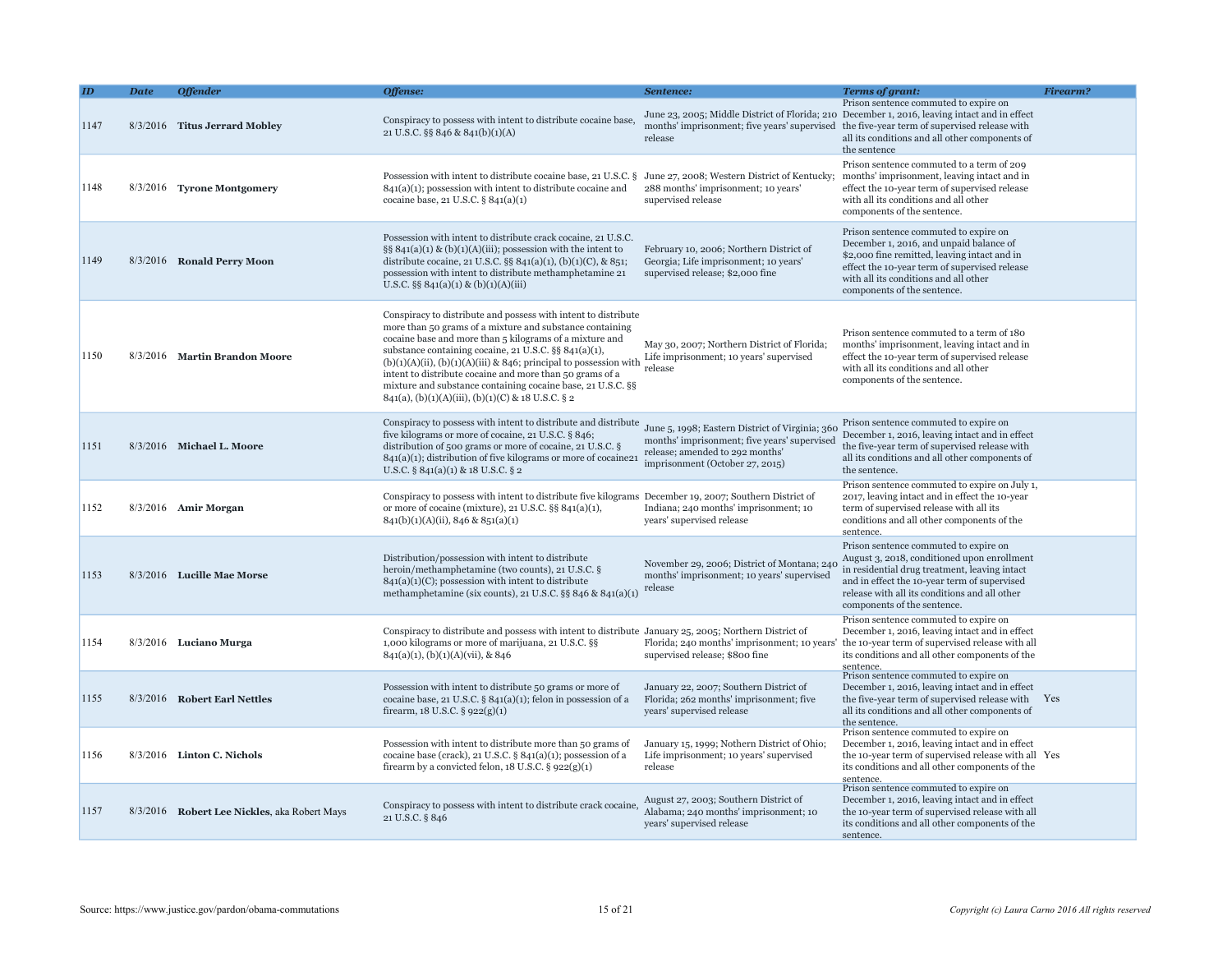| ID | Date | Offender | Offense: | Sentence: | Terms of grant: | Firearm? |
|---|---|---|---|---|---|---|
| 1147 | 8/3/2016 | **Titus Jerrard Mobley** | Conspiracy to possess with intent to distribute cocaine base, 21 U.S.C. §§ 846 & 841(b)(1)(A) | June 23, 2005; Middle District of Florida; 210 months' imprisonment; five years' supervised release | Prison sentence commuted to expire on December 1, 2016, leaving intact and in effect the five-year term of supervised release with all its conditions and all other components of the sentence | |
| 1148 | 8/3/2016 | **Tyrone Montgomery** | Possession with intent to distribute cocaine base, 21 U.S.C. § 841(a)(1); possession with intent to distribute cocaine and cocaine base, 21 U.S.C. § 841(a)(1) | June 27, 2008; Western District of Kentucky; 288 months' imprisonment; 10 years' supervised release | Prison sentence commuted to a term of 209 months' imprisonment, leaving intact and in effect the 10-year term of supervised release with all its conditions and all other components of the sentence. | |
| 1149 | 8/3/2016 | **Ronald Perry Moon** | Possession with intent to distribute crack cocaine, 21 U.S.C. §§ 841(a)(1) & (b)(1)(A)(iii); possession with the intent to distribute cocaine, 21 U.S.C. §§ 841(a)(1), (b)(1)(C), & 851; possession with intent to distribute methamphetamine 21 U.S.C. §§ 841(a)(1) & (b)(1)(A)(iii) | February 10, 2006; Northern District of Georgia; Life imprisonment; 10 years' supervised release; $2,000 fine | Prison sentence commuted to expire on December 1, 2016, and unpaid balance of $2,000 fine remitted, leaving intact and in effect the 10-year term of supervised release with all its conditions and all other components of the sentence. | |
| 1150 | 8/3/2016 | **Martin Brandon Moore** | Conspiracy to distribute and possess with intent to distribute more than 50 grams of a mixture and substance containing cocaine base and more than 5 kilograms of a mixture and substance containing cocaine, 21 U.S.C. §§ 841(a)(1), (b)(1)(A)(ii), (b)(1)(A)(iii) & 846; principal to possession with intent to distribute cocaine and more than 50 grams of a mixture and substance containing cocaine base, 21 U.S.C. §§ 841(a), (b)(1)(A)(iii), (b)(1)(C) & 18 U.S.C. § 2 | May 30, 2007; Northern District of Florida; Life imprisonment; 10 years' supervised release | Prison sentence commuted to a term of 180 months' imprisonment, leaving intact and in effect the 10-year term of supervised release with all its conditions and all other components of the sentence. | |
| 1151 | 8/3/2016 | **Michael L. Moore** | Conspiracy to possess with intent to distribute and distribute five kilograms or more of cocaine, 21 U.S.C. § 846; distribution of 500 grams or more of cocaine, 21 U.S.C. § 841(a)(1); distribution of five kilograms or more of cocaine21 U.S.C. § 841(a)(1) & 18 U.S.C. § 2 | June 5, 1998; Eastern District of Virginia; 360 months' imprisonment; five years' supervised release; amended to 292 months' imprisonment (October 27, 2015) | Prison sentence commuted to expire on December 1, 2016, leaving intact and in effect the five-year term of supervised release with all its conditions and all other components of the sentence. | |
| 1152 | 8/3/2016 | **Amir Morgan** | Conspiracy to possess with intent to distribute five kilograms or more of cocaine (mixture), 21 U.S.C. §§ 841(a)(1), 841(b)(1)(A)(ii), 846 & 851(a)(1) | December 19, 2007; Southern District of Indiana; 240 months' imprisonment; 10 years' supervised release | Prison sentence commuted to expire on July 1, 2017, leaving intact and in effect the 10-year term of supervised release with all its conditions and all other components of the sentence. | |
| 1153 | 8/3/2016 | **Lucille Mae Morse** | Distribution/possession with intent to distribute heroin/methamphetamine (two counts), 21 U.S.C. § 841(a)(1)(C); possession with intent to distribute methamphetamine (six counts), 21 U.S.C. §§ 846 & 841(a)(1) | November 29, 2006; District of Montana; 240 months' imprisonment; 10 years' supervised release | Prison sentence commuted to expire on August 3, 2018, conditioned upon enrollment in residential drug treatment, leaving intact and in effect the 10-year term of supervised release with all its conditions and all other components of the sentence. | |
| 1154 | 8/3/2016 | **Luciano Murga** | Conspiracy to distribute and possess with intent to distribute 1,000 kilograms or more of marijuana, 21 U.S.C. §§ 841(a)(1), (b)(1)(A)(vii), & 846 | January 25, 2005; Northern District of Florida; 240 months' imprisonment; 10 years' supervised release; $800 fine | Prison sentence commuted to expire on December 1, 2016, leaving intact and in effect the 10-year term of supervised release with all its conditions and all other components of the sentence. | |
| 1155 | 8/3/2016 | **Robert Earl Nettles** | Possession with intent to distribute 50 grams or more of cocaine base, 21 U.S.C. § 841(a)(1); felon in possession of a firearm, 18 U.S.C. § 922(g)(1) | January 22, 2007; Southern District of Florida; 262 months' imprisonment; five years' supervised release | Prison sentence commuted to expire on December 1, 2016, leaving intact and in effect the five-year term of supervised release with all its conditions and all other components of the sentence. | Yes |
| 1156 | 8/3/2016 | **Linton C. Nichols** | Possession with intent to distribute more than 50 grams of cocaine base (crack), 21 U.S.C. § 841(a)(1); possession of a firearm by a convicted felon, 18 U.S.C. § 922(g)(1) | January 15, 1999; Nothern District of Ohio; Life imprisonment; 10 years' supervised release | Prison sentence commuted to expire on December 1, 2016, leaving intact and in effect the 10-year term of supervised release with all its conditions and all other components of the sentence. | Yes |
| 1157 | 8/3/2016 | **Robert Lee Nickles**, aka Robert Mays | Conspiracy to possess with intent to distribute crack cocaine, 21 U.S.C. § 846 | August 27, 2003; Southern District of Alabama; 240 months' imprisonment; 10 years' supervised release | Prison sentence commuted to expire on December 1, 2016, leaving intact and in effect the 10-year term of supervised release with all its conditions and all other components of the sentence. | |

Source: https://www.justice.gov/pardon/obama-commutations

*Copyright (c) Laura Carno 2016 All rights reserved*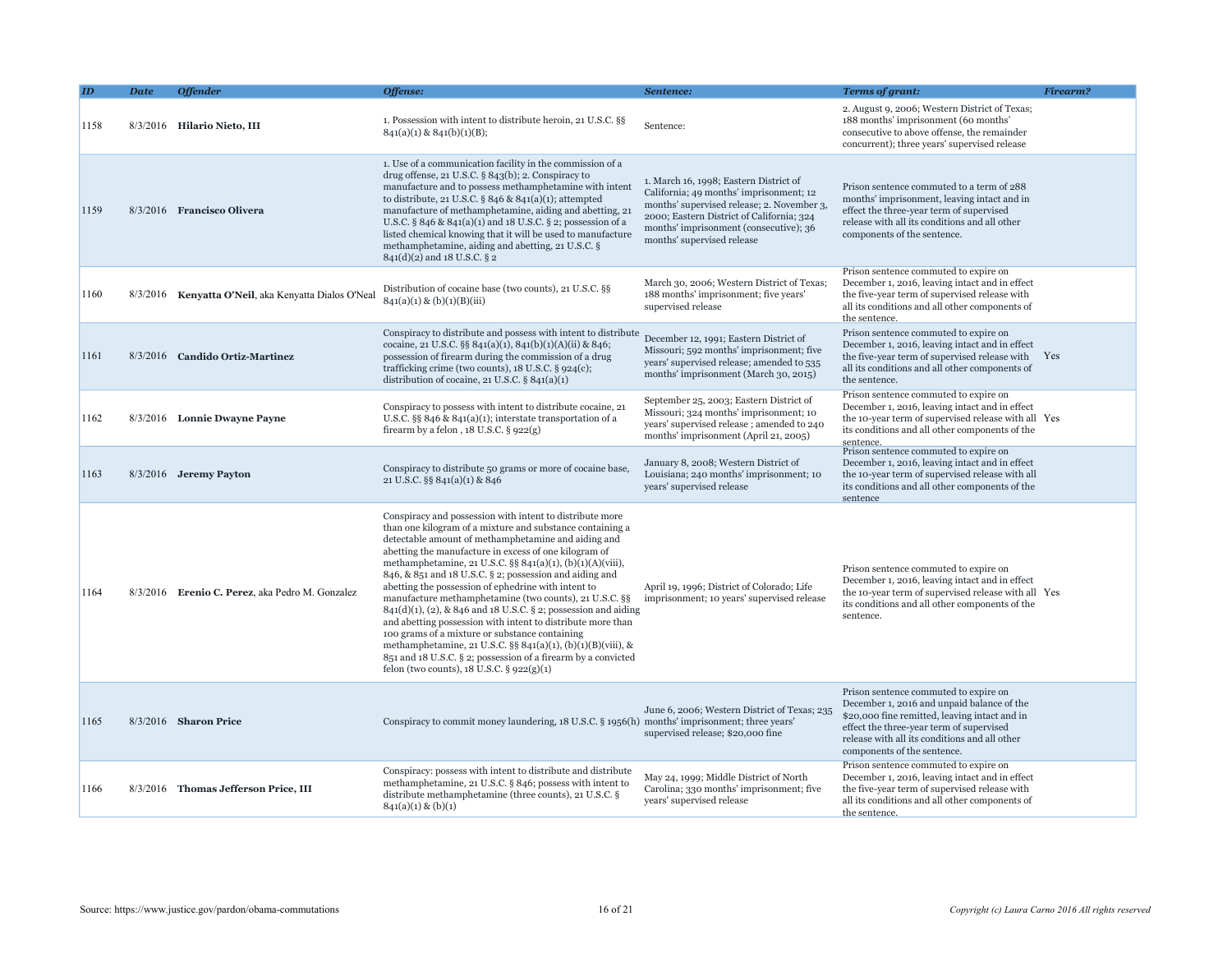| ID | Date | Offender | Offense: | Sentence: | Terms of grant: | Firearm? |
|---|---|---|---|---|---|---|
| 1158 | 8/3/2016 | **Hilario Nieto, III** | 1. Possession with intent to distribute heroin, 21 U.S.C. §§ 841(a)(1) & 841(b)(1)(B); | Sentence: | 2. August 9, 2006; Western District of Texas; 188 months' imprisonment (60 months' consecutive to above offense, the remainder concurrent); three years' supervised release | |
| 1159 | 8/3/2016 | **Francisco Olivera** | 1. Use of a communication facility in the commission of a drug offense, 21 U.S.C. § 843(b); 2. Conspiracy to manufacture and to possess methamphetamine with intent to distribute, 21 U.S.C. § 846 & 841(a)(1); attempted manufacture of methamphetamine, aiding and abetting, 21 U.S.C. § 846 & 841(a)(1) and 18 U.S.C. § 2; possession of a listed chemical knowing that it will be used to manufacture methamphetamine, aiding and abetting, 21 U.S.C. § 841(d)(2) and 18 U.S.C. § 2 | 1. March 16, 1998; Eastern District of California; 49 months' imprisonment; 12 months' supervised release; 2. November 3, 2000; Eastern District of California; 324 months' imprisonment (consecutive); 36 months' supervised release | Prison sentence commuted to a term of 288 months' imprisonment, leaving intact and in effect the three-year term of supervised release with all its conditions and all other components of the sentence. | |
| 1160 | 8/3/2016 | **Kenyatta O'Neil**, aka Kenyatta Dialos O'Neal | Distribution of cocaine base (two counts), 21 U.S.C. §§ 841(a)(1) & (b)(1)(B)(iii) | March 30, 2006; Western District of Texas; 188 months' imprisonment; five years' supervised release | Prison sentence commuted to expire on December 1, 2016, leaving intact and in effect the five-year term of supervised release with all its conditions and all other components of the sentence. | |
| 1161 | 8/3/2016 | **Candido Ortiz-Martinez** | Conspiracy to distribute and possess with intent to distribute cocaine, 21 U.S.C. §§ 841(a)(1), 841(b)(1)(A)(ii) & 846; possession of firearm during the commission of a drug trafficking crime (two counts), 18 U.S.C. § 924(c); distribution of cocaine, 21 U.S.C. § 841(a)(1) | December 12, 1991; Eastern District of Missouri; 592 months' imprisonment; five years' supervised release; amended to 535 months' imprisonment (March 30, 2015) | Prison sentence commuted to expire on December 1, 2016, leaving intact and in effect the five-year term of supervised release with all its conditions and all other components of the sentence. | Yes |
| 1162 | 8/3/2016 | **Lonnie Dwayne Payne** | Conspiracy to possess with intent to distribute cocaine, 21 U.S.C. §§ 846 & 841(a)(1); interstate transportation of a firearm by a felon , 18 U.S.C. § 922(g) | September 25, 2003; Eastern District of Missouri; 324 months' imprisonment; 10 years' supervised release ; amended to 240 months' imprisonment (April 21, 2005) | Prison sentence commuted to expire on December 1, 2016, leaving intact and in effect the 10-year term of supervised release with all its conditions and all other components of the sentence. | Yes |
| 1163 | 8/3/2016 | **Jeremy Payton** | Conspiracy to distribute 50 grams or more of cocaine base, 21 U.S.C. §§ 841(a)(1) & 846 | January 8, 2008; Western District of Louisiana; 240 months' imprisonment; 10 years' supervised release | Prison sentence commuted to expire on December 1, 2016, leaving intact and in effect the 10-year term of supervised release with all its conditions and all other components of the sentence | |
| 1164 | 8/3/2016 | **Erenio C. Perez**, aka Pedro M. Gonzalez | Conspiracy and possession with intent to distribute more than one kilogram of a mixture and substance containing a detectable amount of methamphetamine and aiding and abetting the manufacture in excess of one kilogram of methamphetamine, 21 U.S.C. §§ 841(a)(1), (b)(1)(A)(viii), 846, & 851 and 18 U.S.C. § 2; possession and aiding and abetting the possession of ephedrine with intent to manufacture methamphetamine (two counts), 21 U.S.C. §§ 841(d)(1), (2), & 846 and 18 U.S.C. § 2; possession and aiding and abetting possession with intent to distribute more than 100 grams of a mixture or substance containing methamphetamine, 21 U.S.C. §§ 841(a)(1), (b)(1)(B)(viii), & 851 and 18 U.S.C. § 2; possession of a firearm by a convicted felon (two counts), 18 U.S.C. § 922(g)(1) | April 19, 1996; District of Colorado; Life imprisonment; 10 years' supervised release | Prison sentence commuted to expire on December 1, 2016, leaving intact and in effect the 10-year term of supervised release with all its conditions and all other components of the sentence. | Yes |
| 1165 | 8/3/2016 | **Sharon Price** | Conspiracy to commit money laundering, 18 U.S.C. § 1956(h) | June 6, 2006; Western District of Texas; 235 months' imprisonment; three years' supervised release; $20,000 fine | Prison sentence commuted to expire on December 1, 2016 and unpaid balance of the $20,000 fine remitted, leaving intact and in effect the three-year term of supervised release with all its conditions and all other components of the sentence. | |
| 1166 | 8/3/2016 | **Thomas Jefferson Price, III** | Conspiracy: possess with intent to distribute and distribute methamphetamine, 21 U.S.C. § 846; possess with intent to distribute methamphetamine (three counts), 21 U.S.C. § 841(a)(1) & (b)(1) | May 24, 1999; Middle District of North Carolina; 330 months' imprisonment; five years' supervised release | Prison sentence commuted to expire on December 1, 2016, leaving intact and in effect the five-year term of supervised release with all its conditions and all other components of the sentence. | |

Source: https://www.justice.gov/pardon/obama-commutations

*Copyright (c) Laura Carno 2016 All rights reserved*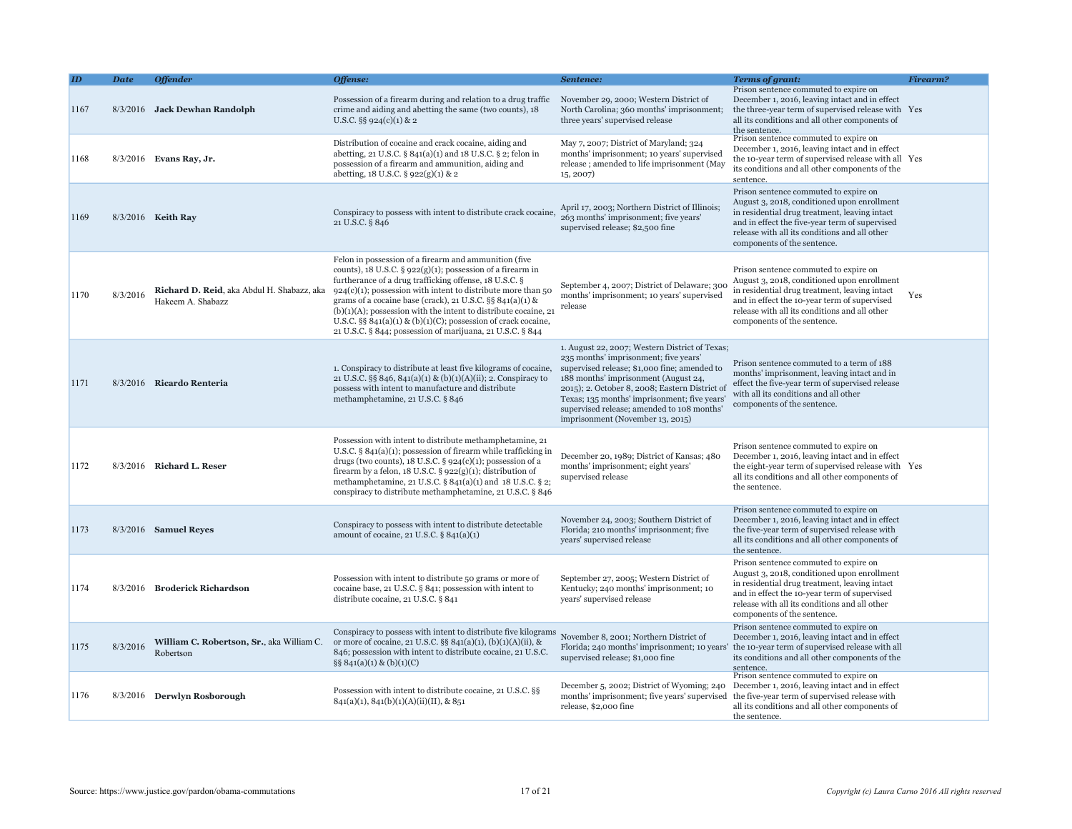| ID | Date | Offender | Offense: | Sentence: | Terms of grant: | Firearm? |
|---|---|---|---|---|---|---|
| 1167 | 8/3/2016 | **Jack Dewhan Randolph** | Possession of a firearm during and in relation to a drug traffic crime and aiding and abetting the same (two counts), 18 U.S.C. §§ 924(c)(1) & 2 | November 29, 2000; Western District of North Carolina; 360 months' imprisonment; three years' supervised release | Prison sentence commuted to expire on December 1, 2016, leaving intact and in effect the three-year term of supervised release with all its conditions and all other components of the sentence. | Yes |
| 1168 | 8/3/2016 | **Evans Ray, Jr.** | Distribution of cocaine and crack cocaine, aiding and abetting, 21 U.S.C. § 841(a)(1) and 18 U.S.C. § 2; felon in possession of a firearm and ammunition, aiding and abetting, 18 U.S.C. § 922(g)(1) & 2 | May 7, 2007; District of Maryland; 324 months' imprisonment; 10 years' supervised release ; amended to life imprisonment (May 15, 2007) | Prison sentence commuted to expire on December 1, 2016, leaving intact and in effect the 10-year term of supervised release with all its conditions and all other components of the sentence. | Yes |
| 1169 | 8/3/2016 | **Keith Ray** | Conspiracy to possess with intent to distribute crack cocaine, 21 U.S.C. § 846 | April 17, 2003; Northern District of Illinois; 263 months' imprisonment; five years' supervised release; $2,500 fine | Prison sentence commuted to expire on August 3, 2018, conditioned upon enrollment in residential drug treatment, leaving intact and in effect the five-year term of supervised release with all its conditions and all other components of the sentence. | |
| 1170 | 8/3/2016 | **Richard D. Reid**, aka Abdul H. Shabazz, aka Hakeem A. Shabazz | Felon in possession of a firearm and ammunition (five counts), 18 U.S.C. § 922(g)(1); possession of a firearm in furtherance of a drug trafficking offense, 18 U.S.C. § 924(c)(1); possession with intent to distribute more than 50 grams of a cocaine base (crack), 21 U.S.C. §§ 841(a)(1) & (b)(1)(A); possession with the intent to distribute cocaine, 21 U.S.C. §§ 841(a)(1) & (b)(1)(C); possession of crack cocaine, 21 U.S.C. § 844; possession of marijuana, 21 U.S.C. § 844 | September 4, 2007; District of Delaware; 300 months' imprisonment; 10 years' supervised release | Prison sentence commuted to expire on August 3, 2018, conditioned upon enrollment in residential drug treatment, leaving intact and in effect the 10-year term of supervised release with all its conditions and all other components of the sentence. | Yes |
| 1171 | 8/3/2016 | **Ricardo Renteria** | 1. Conspiracy to distribute at least five kilograms of cocaine, 21 U.S.C. §§ 846, 841(a)(1) & (b)(1)(A)(ii); 2. Conspiracy to possess with intent to manufacture and distribute methamphetamine, 21 U.S.C. § 846 | 1. August 22, 2007; Western District of Texas; 235 months' imprisonment; five years' supervised release; $1,000 fine; amended to 188 months' imprisonment (August 24, 2015); 2. October 8, 2008; Eastern District of Texas; 135 months' imprisonment; five years' supervised release; amended to 108 months' imprisonment (November 13, 2015) | Prison sentence commuted to a term of 188 months' imprisonment, leaving intact and in effect the five-year term of supervised release with all its conditions and all other components of the sentence. | |
| 1172 | 8/3/2016 | **Richard L. Reser** | Possession with intent to distribute methamphetamine, 21 U.S.C. § 841(a)(1); possession of firearm while trafficking in drugs (two counts), 18 U.S.C. § 924(c)(1); possession of a firearm by a felon, 18 U.S.C. § 922(g)(1); distribution of methamphetamine, 21 U.S.C. § 841(a)(1) and 18 U.S.C. § 2; conspiracy to distribute methamphetamine, 21 U.S.C. § 846 | December 20, 1989; District of Kansas; 480 months' imprisonment; eight years' supervised release | Prison sentence commuted to expire on December 1, 2016, leaving intact and in effect the eight-year term of supervised release with all its conditions and all other components of the sentence. | Yes |
| 1173 | 8/3/2016 | **Samuel Reyes** | Conspiracy to possess with intent to distribute detectable amount of cocaine, 21 U.S.C. § 841(a)(1) | November 24, 2003; Southern District of Florida; 210 months' imprisonment; five years' supervised release | Prison sentence commuted to expire on December 1, 2016, leaving intact and in effect the five-year term of supervised release with all its conditions and all other components of the sentence. | |
| 1174 | 8/3/2016 | **Broderick Richardson** | Possession with intent to distribute 50 grams or more of cocaine base, 21 U.S.C. § 841; possession with intent to distribute cocaine, 21 U.S.C. § 841 | September 27, 2005; Western District of Kentucky; 240 months' imprisonment; 10 years' supervised release | Prison sentence commuted to expire on August 3, 2018, conditioned upon enrollment in residential drug treatment, leaving intact and in effect the 10-year term of supervised release with all its conditions and all other components of the sentence. | |
| 1175 | 8/3/2016 | **William C. Robertson, Sr.**, aka William C. Robertson | Conspiracy to possess with intent to distribute five kilograms or more of cocaine, 21 U.S.C. §§ 841(a)(1), (b)(1)(A)(ii), & 846; possession with intent to distribute cocaine, 21 U.S.C. §§ 841(a)(1) & (b)(1)(C) | November 8, 2001; Northern District of Florida; 240 months' imprisonment; 10 years' supervised release; $1,000 fine | Prison sentence commuted to expire on December 1, 2016, leaving intact and in effect the 10-year term of supervised release with all its conditions and all other components of the sentence. | |
| 1176 | 8/3/2016 | **Derwlyn Rosborough** | Possession with intent to distribute cocaine, 21 U.S.C. §§ 841(a)(1), 841(b)(1)(A)(ii)(II), & 851 | December 5, 2002; District of Wyoming; 240 months' imprisonment; five years' supervised release, $2,000 fine | Prison sentence commuted to expire on December 1, 2016, leaving intact and in effect the five-year term of supervised release with all its conditions and all other components of the sentence. | |

Source: https://www.justice.gov/pardon/obama-commutations

*Copyright (c) Laura Carno 2016 All rights reserved*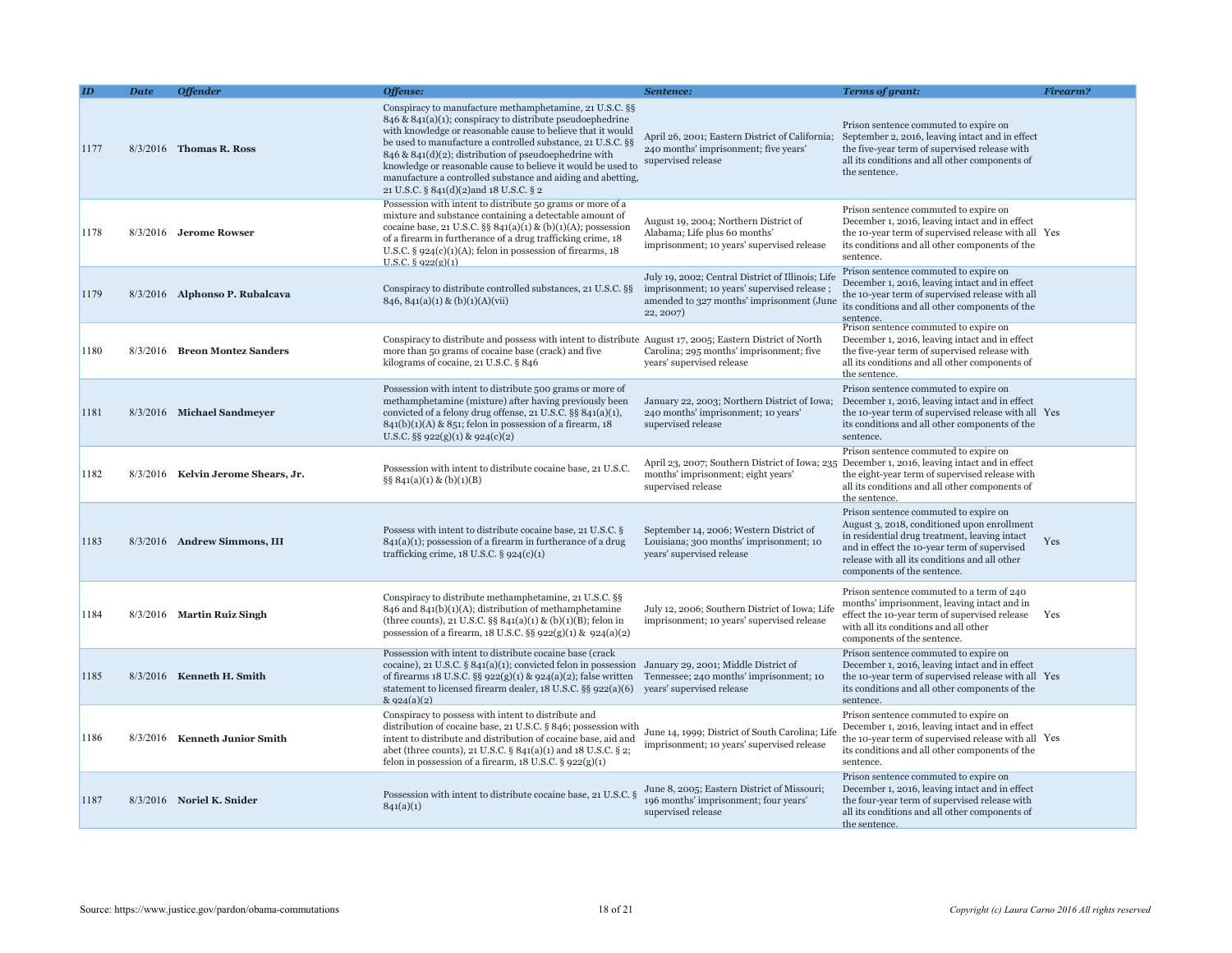| ID | Date | Offender | Offense: | Sentence: | Terms of grant: | Firearm? |
|---|---|---|---|---|---|---|
| 1177 | 8/3/2016 | **Thomas R. Ross** | Conspiracy to manufacture methamphetamine, 21 U.S.C. §§ 846 & 841(a)(1); conspiracy to distribute pseudoephedrine with knowledge or reasonable cause to believe that it would be used to manufacture a controlled substance, 21 U.S.C. §§ 846 & 841(d)(2); distribution of pseudoephedrine with knowledge or reasonable cause to believe it would be used to manufacture a controlled substance and aiding and abetting, 21 U.S.C. § 841(d)(2)and 18 U.S.C. § 2 | April 26, 2001; Eastern District of California; 240 months' imprisonment; five years' supervised release | Prison sentence commuted to expire on September 2, 2016, leaving intact and in effect the five-year term of supervised release with all its conditions and all other components of the sentence. | |
| 1178 | 8/3/2016 | **Jerome Rowser** | Possession with intent to distribute 50 grams or more of a mixture and substance containing a detectable amount of cocaine base, 21 U.S.C. §§ 841(a)(1) & (b)(1)(A); possession of a firearm in furtherance of a drug trafficking crime, 18 U.S.C. § 924(c)(1)(A); felon in possession of firearms, 18 U.S.C. § 922(g)(1) | August 19, 2004; Northern District of Alabama; Life plus 60 months' imprisonment; 10 years' supervised release | Prison sentence commuted to expire on December 1, 2016, leaving intact and in effect the 10-year term of supervised release with all its conditions and all other components of the sentence. | Yes |
| 1179 | 8/3/2016 | **Alphonso P. Rubalcava** | Conspiracy to distribute controlled substances, 21 U.S.C. §§ 846, 841(a)(1) & (b)(1)(A)(vii) | July 19, 2002; Central District of Illinois; Life imprisonment; 10 years' supervised release ; amended to 327 months' imprisonment (June 22, 2007) | Prison sentence commuted to expire on December 1, 2016, leaving intact and in effect the 10-year term of supervised release with all its conditions and all other components of the sentence. | |
| 1180 | 8/3/2016 | **Breon Montez Sanders** | Conspiracy to distribute and possess with intent to distribute more than 50 grams of cocaine base (crack) and five kilograms of cocaine, 21 U.S.C. § 846 | August 17, 2005; Eastern District of North Carolina; 295 months' imprisonment; five years' supervised release | Prison sentence commuted to expire on December 1, 2016, leaving intact and in effect the five-year term of supervised release with all its conditions and all other components of the sentence. | |
| 1181 | 8/3/2016 | **Michael Sandmeyer** | Possession with intent to distribute 500 grams or more of methamphetamine (mixture) after having previously been convicted of a felony drug offense, 21 U.S.C. §§ 841(a)(1), 841(b)(1)(A) & 851; felon in possession of a firearm, 18 U.S.C. §§ 922(g)(1) & 924(c)(2) | January 22, 2003; Northern District of Iowa; 240 months' imprisonment; 10 years' supervised release | Prison sentence commuted to expire on December 1, 2016, leaving intact and in effect the 10-year term of supervised release with all its conditions and all other components of the sentence. | Yes |
| 1182 | 8/3/2016 | **Kelvin Jerome Shears, Jr.** | Possession with intent to distribute cocaine base, 21 U.S.C. §§ 841(a)(1) & (b)(1)(B) | April 23, 2007; Southern District of Iowa; 235 months' imprisonment; eight years' supervised release | Prison sentence commuted to expire on December 1, 2016, leaving intact and in effect the eight-year term of supervised release with all its conditions and all other components of the sentence. | |
| 1183 | 8/3/2016 | **Andrew Simmons, III** | Possess with intent to distribute cocaine base, 21 U.S.C. § 841(a)(1); possession of a firearm in furtherance of a drug trafficking crime, 18 U.S.C. § 924(c)(1) | September 14, 2006; Western District of Louisiana; 300 months' imprisonment; 10 years' supervised release | Prison sentence commuted to expire on August 3, 2018, conditioned upon enrollment in residential drug treatment, leaving intact and in effect the 10-year term of supervised release with all its conditions and all other components of the sentence. | Yes |
| 1184 | 8/3/2016 | **Martin Ruiz Singh** | Conspiracy to distribute methamphetamine, 21 U.S.C. §§ 846 and 841(b)(1)(A); distribution of methamphetamine (three counts), 21 U.S.C. §§ 841(a)(1) & (b)(1)(B); felon in possession of a firearm, 18 U.S.C. §§ 922(g)(1) & 924(a)(2) | July 12, 2006; Southern District of Iowa; Life imprisonment; 10 years' supervised release | Prison sentence commuted to a term of 240 months' imprisonment, leaving intact and in effect the 10-year term of supervised release with all its conditions and all other components of the sentence. | Yes |
| 1185 | 8/3/2016 | **Kenneth H. Smith** | Possession with intent to distribute cocaine base (crack cocaine), 21 U.S.C. § 841(a)(1); convicted felon in possession of firearms 18 U.S.C. §§ 922(g)(1) & 924(a)(2); false written statement to licensed firearm dealer, 18 U.S.C. §§ 922(a)(6) & 924(a)(2) | January 29, 2001; Middle District of Tennessee; 240 months' imprisonment; 10 years' supervised release | Prison sentence commuted to expire on December 1, 2016, leaving intact and in effect the 10-year term of supervised release with all its conditions and all other components of the sentence. | Yes |
| 1186 | 8/3/2016 | **Kenneth Junior Smith** | Conspiracy to possess with intent to distribute and distribution of cocaine base, 21 U.S.C. § 846; possession with intent to distribute and distribution of cocaine base, aid and abet (three counts), 21 U.S.C. § 841(a)(1) and 18 U.S.C. § 2; felon in possession of a firearm, 18 U.S.C. § 922(g)(1) | June 14, 1999; District of South Carolina; Life imprisonment; 10 years' supervised release | Prison sentence commuted to expire on December 1, 2016, leaving intact and in effect the 10-year term of supervised release with all its conditions and all other components of the sentence. | Yes |
| 1187 | 8/3/2016 | **Noriel K. Snider** | Possession with intent to distribute cocaine base, 21 U.S.C. § 841(a)(1) | June 8, 2005; Eastern District of Missouri; 196 months' imprisonment; four years' supervised release | Prison sentence commuted to expire on December 1, 2016, leaving intact and in effect the four-year term of supervised release with all its conditions and all other components of the sentence. | |

Source: https://www.justice.gov/pardon/obama-commutations

*Copyright (c) Laura Carno 2016 All rights reserved*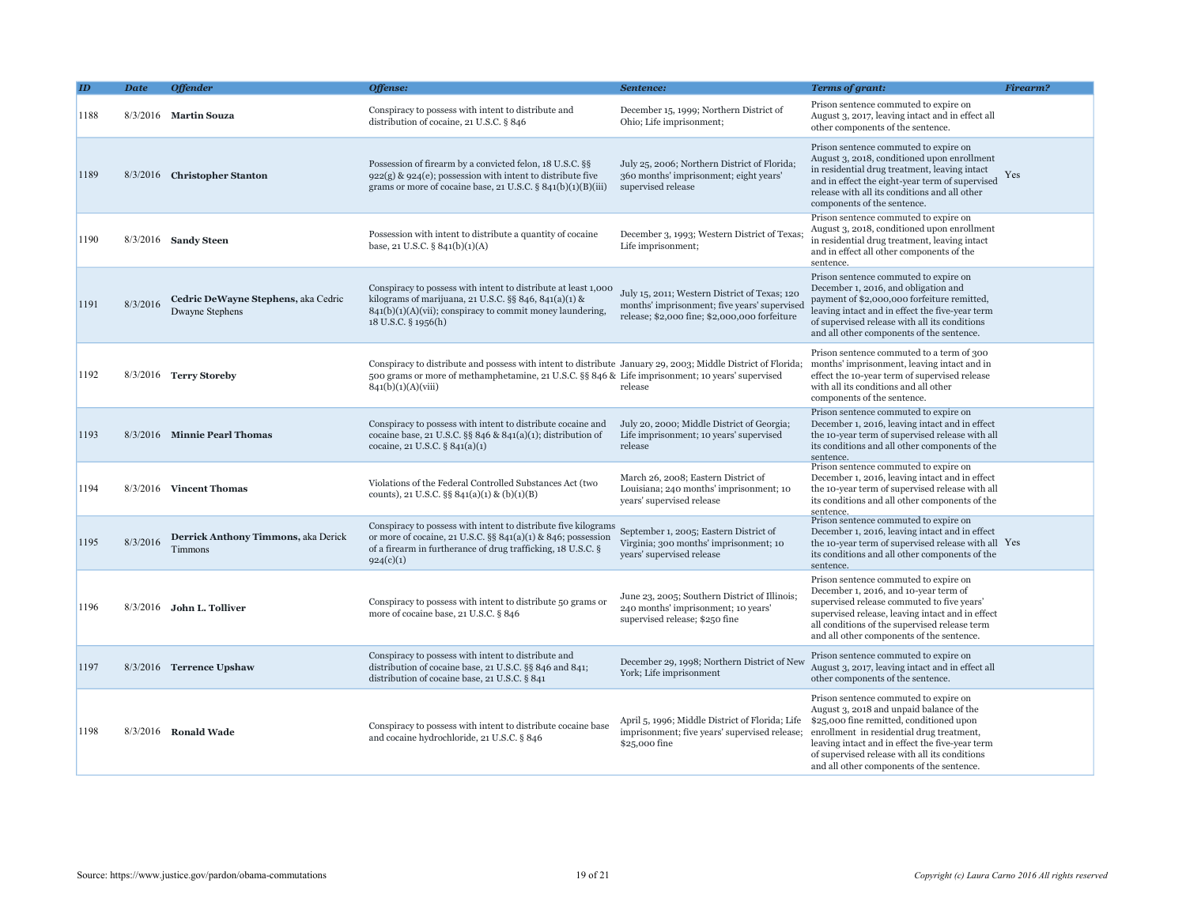| ID | Date | Offender | Offense: | Sentence: | Terms of grant: | Firearm? |
|---|---|---|---|---|---|---|
| 1188 | 8/3/2016 | **Martin Souza** | Conspiracy to possess with intent to distribute and distribution of cocaine, 21 U.S.C. § 846 | December 15, 1999; Northern District of Ohio; Life imprisonment; | Prison sentence commuted to expire on August 3, 2017, leaving intact and in effect all other components of the sentence. | |
| 1189 | 8/3/2016 | **Christopher Stanton** | Possession of firearm by a convicted felon, 18 U.S.C. §§ 922(g) & 924(e); possession with intent to distribute five grams or more of cocaine base, 21 U.S.C. § 841(b)(1)(B)(iii) | July 25, 2006; Northern District of Florida; 360 months' imprisonment; eight years' supervised release | Prison sentence commuted to expire on August 3, 2018, conditioned upon enrollment in residential drug treatment, leaving intact and in effect the eight-year term of supervised release with all its conditions and all other components of the sentence. | Yes |
| 1190 | 8/3/2016 | **Sandy Steen** | Possession with intent to distribute a quantity of cocaine base, 21 U.S.C. § 841(b)(1)(A) | December 3, 1993; Western District of Texas; Life imprisonment; | Prison sentence commuted to expire on August 3, 2018, conditioned upon enrollment in residential drug treatment, leaving intact and in effect all other components of the sentence. | |
| 1191 | 8/3/2016 | **Cedric DeWayne Stephens,** aka Cedric Dwayne Stephens | Conspiracy to possess with intent to distribute at least 1,000 kilograms of marijuana, 21 U.S.C. §§ 846, 841(a)(1) & 841(b)(1)(A)(vii); conspiracy to commit money laundering, 18 U.S.C. § 1956(h) | July 15, 2011; Western District of Texas; 120 months' imprisonment; five years' supervised release; $2,000 fine; $2,000,000 forfeiture | Prison sentence commuted to expire on December 1, 2016, and obligation and payment of $2,000,000 forfeiture remitted, leaving intact and in effect the five-year term of supervised release with all its conditions and all other components of the sentence. | |
| 1192 | 8/3/2016 | **Terry Storeby** | Conspiracy to distribute and possess with intent to distribute 500 grams or more of methamphetamine, 21 U.S.C. §§ 846 & 841(b)(1)(A)(viii) | January 29, 2003; Middle District of Florida; Life imprisonment; 10 years' supervised release | Prison sentence commuted to a term of 300 months' imprisonment, leaving intact and in effect the 10-year term of supervised release with all its conditions and all other components of the sentence. | |
| 1193 | 8/3/2016 | **Minnie Pearl Thomas** | Conspiracy to possess with intent to distribute cocaine and cocaine base, 21 U.S.C. §§ 846 & 841(a)(1); distribution of cocaine, 21 U.S.C. § 841(a)(1) | July 20, 2000; Middle District of Georgia; Life imprisonment; 10 years' supervised release | Prison sentence commuted to expire on December 1, 2016, leaving intact and in effect the 10-year term of supervised release with all its conditions and all other components of the sentence. | |
| 1194 | 8/3/2016 | **Vincent Thomas** | Violations of the Federal Controlled Substances Act (two counts), 21 U.S.C. §§ 841(a)(1) & (b)(1)(B) | March 26, 2008; Eastern District of Louisiana; 240 months' imprisonment; 10 years' supervised release | Prison sentence commuted to expire on December 1, 2016, leaving intact and in effect the 10-year term of supervised release with all its conditions and all other components of the sentence. | |
| 1195 | 8/3/2016 | **Derrick Anthony Timmons,** aka Derick Timmons | Conspiracy to possess with intent to distribute five kilograms or more of cocaine, 21 U.S.C. §§ 841(a)(1) & 846; possession of a firearm in furtherance of drug trafficking, 18 U.S.C. § 924(c)(1) | September 1, 2005; Eastern District of Virginia; 300 months' imprisonment; 10 years' supervised release | Prison sentence commuted to expire on December 1, 2016, leaving intact and in effect the 10-year term of supervised release with all its conditions and all other components of the sentence. | Yes |
| 1196 | 8/3/2016 | **John L. Tolliver** | Conspiracy to possess with intent to distribute 50 grams or more of cocaine base, 21 U.S.C. § 846 | June 23, 2005; Southern District of Illinois; 240 months' imprisonment; 10 years' supervised release; $250 fine | Prison sentence commuted to expire on December 1, 2016, and 10-year term of supervised release commuted to five years' supervised release, leaving intact and in effect all conditions of the supervised release term and all other components of the sentence. | |
| 1197 | 8/3/2016 | **Terrence Upshaw** | Conspiracy to possess with intent to distribute and distribution of cocaine base, 21 U.S.C. §§ 846 and 841; distribution of cocaine base, 21 U.S.C. § 841 | December 29, 1998; Northern District of New York; Life imprisonment | Prison sentence commuted to expire on August 3, 2017, leaving intact and in effect all other components of the sentence. | |
| 1198 | 8/3/2016 | **Ronald Wade** | Conspiracy to possess with intent to distribute cocaine base and cocaine hydrochloride, 21 U.S.C. § 846 | April 5, 1996; Middle District of Florida; Life imprisonment; five years' supervised release; $25,000 fine | Prison sentence commuted to expire on August 3, 2018 and unpaid balance of the $25,000 fine remitted, conditioned upon enrollment in residential drug treatment, leaving intact and in effect the five-year term of supervised release with all its conditions and all other components of the sentence. | |

Source: https://www.justice.gov/pardon/obama-commutations

*Copyright (c) Laura Carno 2016 All rights reserved*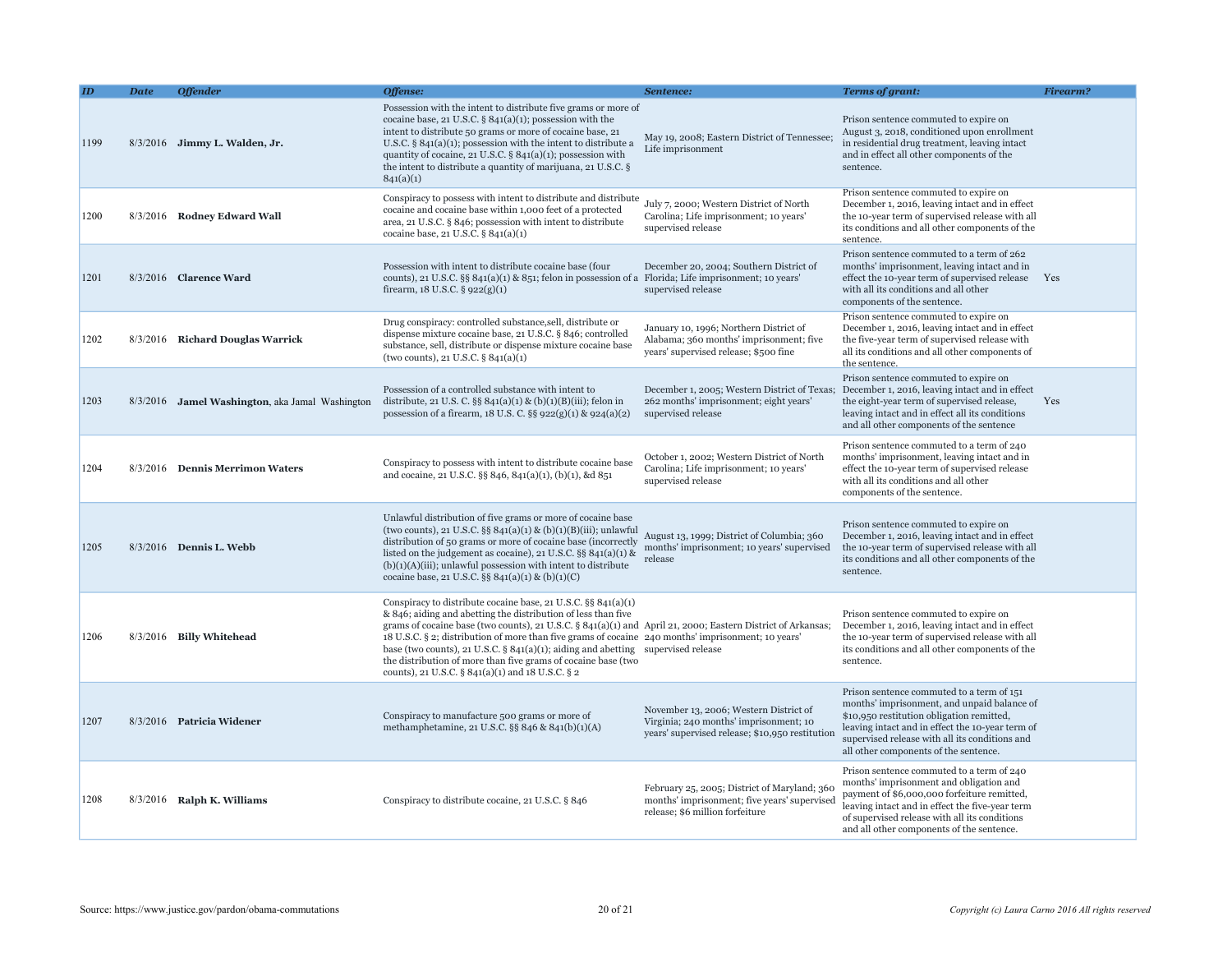| *ID* | *Date* | *Offender* | *Offense:* | *Sentence:* | *Terms of grant:* | *Firearm?* |
|---|---|---|---|---|---|---|
| 1199 | 8/3/2016 | **Jimmy L. Walden, Jr.** | Possession with the intent to distribute five grams or more of cocaine base, 21 U.S.C. § 841(a)(1); possession with the intent to distribute 50 grams or more of cocaine base, 21 U.S.C. § 841(a)(1); possession with the intent to distribute a quantity of cocaine, 21 U.S.C. § 841(a)(1); possession with the intent to distribute a quantity of marijuana, 21 U.S.C. § 841(a)(1) | May 19, 2008; Eastern District of Tennessee; Life imprisonment | Prison sentence commuted to expire on August 3, 2018, conditioned upon enrollment in residential drug treatment, leaving intact and in effect all other components of the sentence. | |
| 1200 | 8/3/2016 | **Rodney Edward Wall** | Conspiracy to possess with intent to distribute and distribute cocaine and cocaine base within 1,000 feet of a protected area, 21 U.S.C. § 846; possession with intent to distribute cocaine base, 21 U.S.C. § 841(a)(1) | July 7, 2000; Western District of North Carolina; Life imprisonment; 10 years' supervised release | Prison sentence commuted to expire on December 1, 2016, leaving intact and in effect the 10-year term of supervised release with all its conditions and all other components of the sentence. | |
| 1201 | 8/3/2016 | **Clarence Ward** | Possession with intent to distribute cocaine base (four counts), 21 U.S.C. §§ 841(a)(1) & 851; felon in possession of a firearm, 18 U.S.C. § 922(g)(1) | December 20, 2004; Southern District of Florida; Life imprisonment; 10 years' supervised release | Prison sentence commuted to a term of 262 months' imprisonment, leaving intact and in effect the 10-year term of supervised release with all its conditions and all other components of the sentence. | Yes |
| 1202 | 8/3/2016 | **Richard Douglas Warrick** | Drug conspiracy: controlled substance,sell, distribute or dispense mixture cocaine base, 21 U.S.C. § 846; controlled substance, sell, distribute or dispense mixture cocaine base (two counts), 21 U.S.C. § 841(a)(1) | January 10, 1996; Northern District of Alabama; 360 months' imprisonment; five years' supervised release; $500 fine | Prison sentence commuted to expire on December 1, 2016, leaving intact and in effect the five-year term of supervised release with all its conditions and all other components of the sentence. | |
| 1203 | 8/3/2016 | **Jamel Washington**, aka Jamal Washington | Possession of a controlled substance with intent to distribute, 21 U.S. C. §§ 841(a)(1) & (b)(1)(B)(iii); felon in possession of a firearm, 18 U.S. C. §§ 922(g)(1) & 924(a)(2) | December 1, 2005; Western District of Texas; 262 months' imprisonment; eight years' supervised release | Prison sentence commuted to expire on December 1, 2016, leaving intact and in effect the eight-year term of supervised release, leaving intact and in effect all its conditions and all other components of the sentence | Yes |
| 1204 | 8/3/2016 | **Dennis Merrimon Waters** | Conspiracy to possess with intent to distribute cocaine base and cocaine, 21 U.S.C. §§ 846, 841(a)(1), (b)(1), &d 851 | October 1, 2002; Western District of North Carolina; Life imprisonment; 10 years' supervised release | Prison sentence commuted to a term of 240 months' imprisonment, leaving intact and in effect the 10-year term of supervised release with all its conditions and all other components of the sentence. | |
| 1205 | 8/3/2016 | **Dennis L. Webb** | Unlawful distribution of five grams or more of cocaine base (two counts), 21 U.S.C. §§ 841(a)(1) & (b)(1)(B)(iii); unlawful distribution of 50 grams or more of cocaine base (incorrectly listed on the judgement as cocaine), 21 U.S.C. §§ 841(a)(1) & (b)(1)(A)(iii); unlawful possession with intent to distribute cocaine base, 21 U.S.C. §§ 841(a)(1) & (b)(1)(C) | August 13, 1999; District of Columbia; 360 months' imprisonment; 10 years' supervised release | Prison sentence commuted to expire on December 1, 2016, leaving intact and in effect the 10-year term of supervised release with all its conditions and all other components of the sentence. | |
| 1206 | 8/3/2016 | **Billy Whitehead** | Conspiracy to distribute cocaine base, 21 U.S.C. §§ 841(a)(1) & 846; aiding and abetting the distribution of less than five grams of cocaine base (two counts), 21 U.S.C. § 841(a)(1) and 18 U.S.C. § 2; distribution of more than five grams of cocaine base (two counts), 21 U.S.C. § 841(a)(1); aiding and abetting the distribution of more than five grams of cocaine base (two counts), 21 U.S.C. § 841(a)(1) and 18 U.S.C. § 2 | April 21, 2000; Eastern District of Arkansas; 240 months' imprisonment; 10 years' supervised release | Prison sentence commuted to expire on December 1, 2016, leaving intact and in effect the 10-year term of supervised release with all its conditions and all other components of the sentence. | |
| 1207 | 8/3/2016 | **Patricia Widener** | Conspiracy to manufacture 500 grams or more of methamphetamine, 21 U.S.C. §§ 846 & 841(b)(1)(A) | November 13, 2006; Western District of Virginia; 240 months' imprisonment; 10 years' supervised release; $10,950 restitution | Prison sentence commuted to a term of 151 months' imprisonment, and unpaid balance of $10,950 restitution obligation remitted, leaving intact and in effect the 10-year term of supervised release with all its conditions and all other components of the sentence. | |
| 1208 | 8/3/2016 | **Ralph K. Williams** | Conspiracy to distribute cocaine, 21 U.S.C. § 846 | February 25, 2005; District of Maryland; 360 months' imprisonment; five years' supervised release; $6 million forfeiture | Prison sentence commuted to a term of 240 months' imprisonment and obligation and payment of $6,000,000 forfeiture remitted, leaving intact and in effect the five-year term of supervised release with all its conditions and all other components of the sentence. | |

Source: https://www.justice.gov/pardon/obama-commutations

*Copyright (c) Laura Carno 2016 All rights reserved*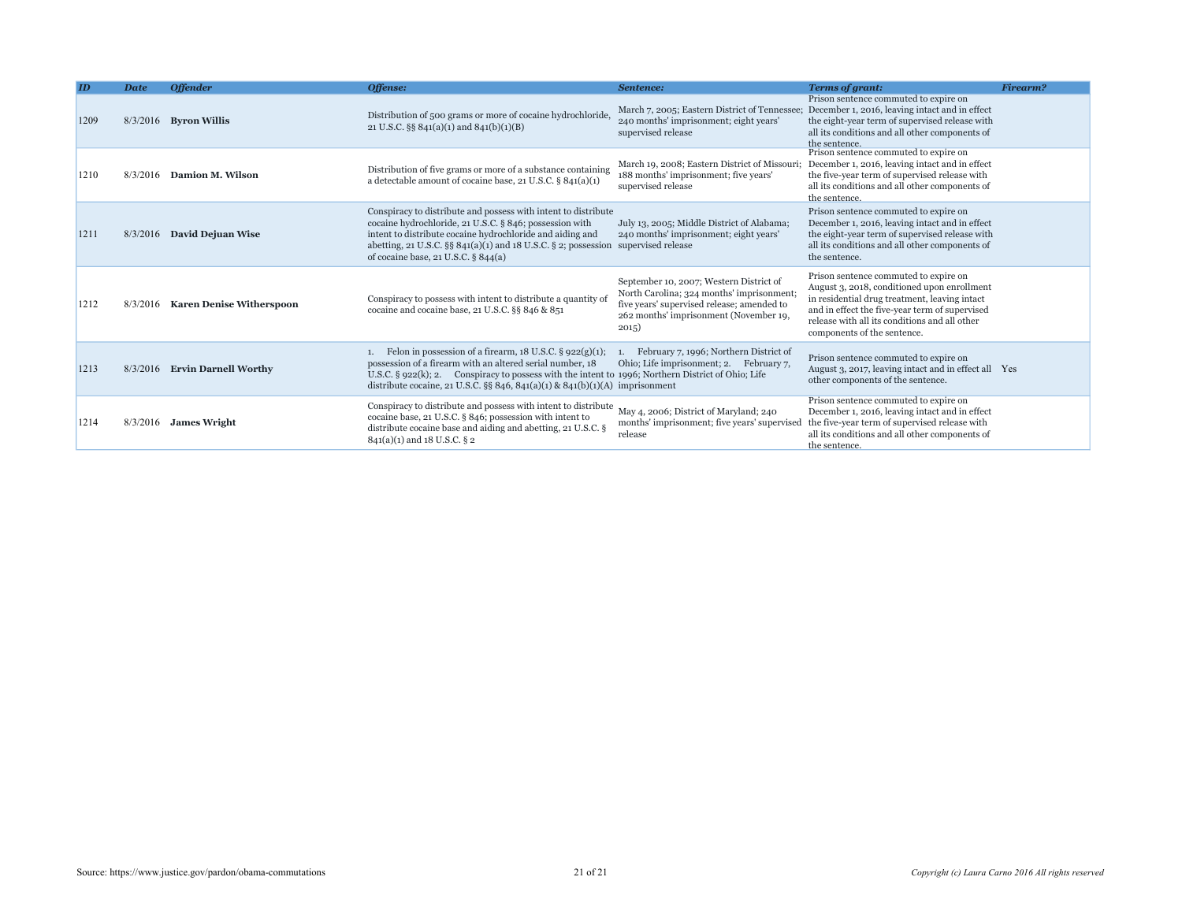| ID | Date | Offender | Offense: | Sentence: | Terms of grant: | Firearm? |
|---|---|---|---|---|---|---|
| 1209 | 8/3/2016 | **Byron Willis** | Distribution of 500 grams or more of cocaine hydrochloride, 21 U.S.C. §§ 841(a)(1) and 841(b)(1)(B) | March 7, 2005; Eastern District of Tennessee; 240 months' imprisonment; eight years' supervised release | Prison sentence commuted to expire on December 1, 2016, leaving intact and in effect the eight-year term of supervised release with all its conditions and all other components of the sentence. | |
| 1210 | 8/3/2016 | **Damion M. Wilson** | Distribution of five grams or more of a substance containing a detectable amount of cocaine base, 21 U.S.C. § 841(a)(1) | March 19, 2008; Eastern District of Missouri; 188 months' imprisonment; five years' supervised release | Prison sentence commuted to expire on December 1, 2016, leaving intact and in effect the five-year term of supervised release with all its conditions and all other components of the sentence. | |
| 1211 | 8/3/2016 | **David Dejuan Wise** | Conspiracy to distribute and possess with intent to distribute cocaine hydrochloride, 21 U.S.C. § 846; possession with intent to distribute cocaine hydrochloride and aiding and abetting, 21 U.S.C. §§ 841(a)(1) and 18 U.S.C. § 2; possession of cocaine base, 21 U.S.C. § 844(a) | July 13, 2005; Middle District of Alabama; 240 months' imprisonment; eight years' supervised release | Prison sentence commuted to expire on December 1, 2016, leaving intact and in effect the eight-year term of supervised release with all its conditions and all other components of the sentence. | |
| 1212 | 8/3/2016 | **Karen Denise Witherspoon** | Conspiracy to possess with intent to distribute a quantity of cocaine and cocaine base, 21 U.S.C. §§ 846 & 851 | September 10, 2007; Western District of North Carolina; 324 months' imprisonment; five years' supervised release; amended to 262 months' imprisonment (November 19, 2015) | Prison sentence commuted to expire on August 3, 2018, conditioned upon enrollment in residential drug treatment, leaving intact and in effect the five-year term of supervised release with all its conditions and all other components of the sentence. | |
| 1213 | 8/3/2016 | **Ervin Darnell Worthy** | 1. Felon in possession of a firearm, 18 U.S.C. § 922(g)(1); possession of a firearm with an altered serial number, 18 U.S.C. § 922(k); 2. Conspiracy to possess with the intent to distribute cocaine, 21 U.S.C. §§ 846, 841(a)(1) & 841(b)(1)(A) | 1. February 7, 1996; Northern District of Ohio; Life imprisonment; 2. February 7, 1996; Northern District of Ohio; Life imprisonment | Prison sentence commuted to expire on August 3, 2017, leaving intact and in effect all other components of the sentence. | Yes |
| 1214 | 8/3/2016 | **James Wright** | Conspiracy to distribute and possess with intent to distribute cocaine base, 21 U.S.C. § 846; possession with intent to distribute cocaine base and aiding and abetting, 21 U.S.C. § 841(a)(1) and 18 U.S.C. § 2 | May 4, 2006; District of Maryland; 240 months' imprisonment; five years' supervised release | Prison sentence commuted to expire on December 1, 2016, leaving intact and in effect the five-year term of supervised release with all its conditions and all other components of the sentence. | |

Source: https://www.justice.gov/pardon/obama-commutations

*Copyright (c) Laura Carno 2016 All rights reserved*